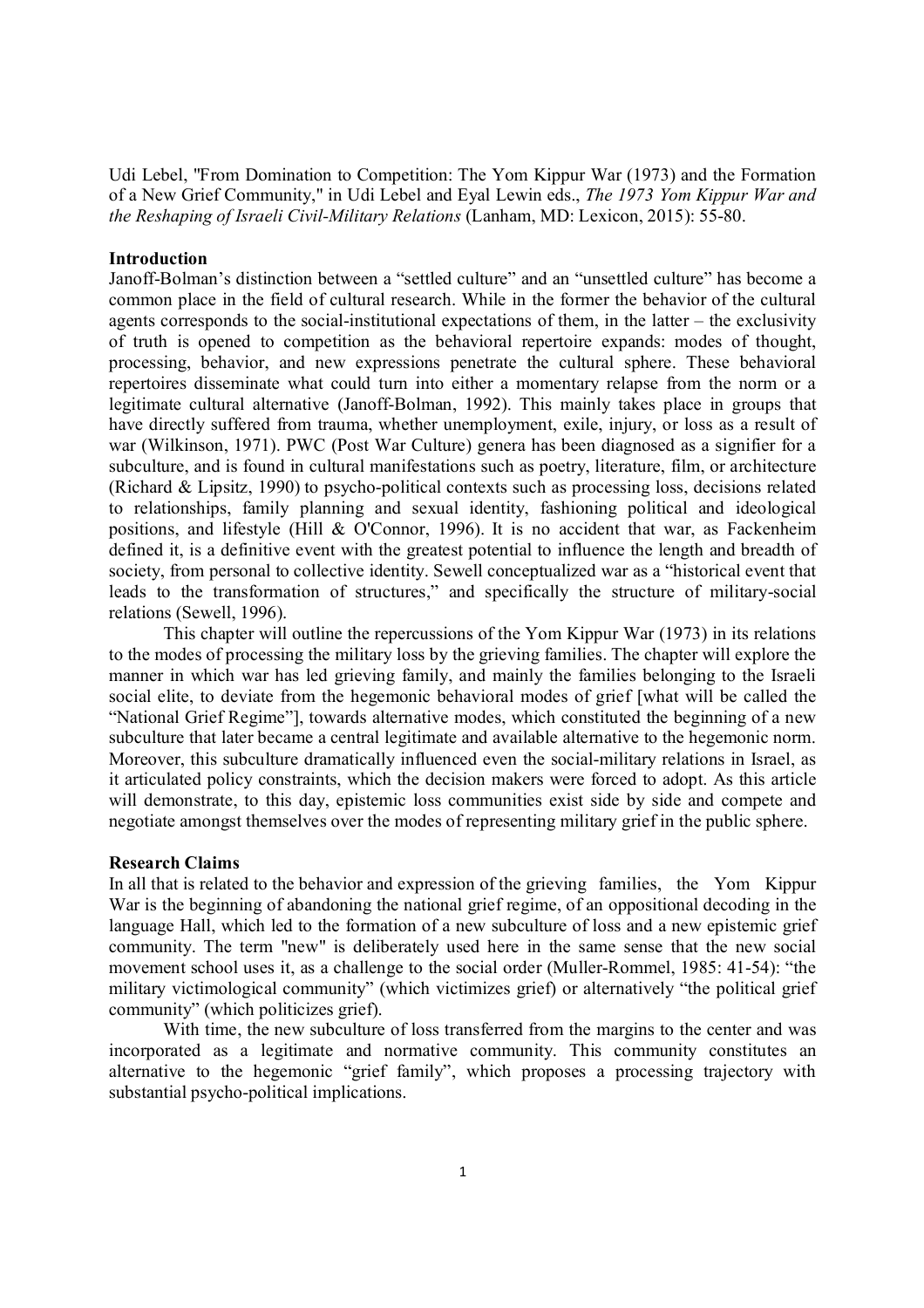Udi Lebel, "From Domination to Competition: The Yom Kippur War (1973) and the Formation of a New Grief Community," in Udi Lebel and Eyal Lewin eds., *The 1973 Yom Kippur War and the Reshaping of Israeli Civil-Military Relations* (Lanham, MD: Lexicon, 2015): 55-80.

**Introduction**

Janoff-Bolman's distinction between a "settled culture" and an "unsettled culture" has become a common place in the field of cultural research. While in the former the behavior of the cultural agents corresponds to the social-institutional expectations of them, in the latter – the exclusivity of truth is opened to competition as the behavioral repertoire expands: modes of thought, processing, behavior, and new expressions penetrate the cultural sphere. These behavioral repertoires disseminate what could turn into either a momentary relapse from the norm or a legitimate cultural alternative (Janoff-Bolman, 1992). This mainly takes place in groups that have directly suffered from trauma, whether unemployment, exile, injury, or loss as a result of war (Wilkinson, 1971). PWC (Post War Culture) genera has been diagnosed as a signifier for a subculture, and is found in cultural manifestations such as poetry, literature, film, or architecture (Richard & Lipsitz, 1990) to psycho-political contexts such as processing loss, decisions related to relationships, family planning and sexual identity, fashioning political and ideological positions, and lifestyle (Hill & O'Connor, 1996). It is no accident that war, as Fackenheim defined it, is a definitive event with the greatest potential to influence the length and breadth of society, from personal to collective identity. Sewell conceptualized war as a "historical event that leads to the transformation of structures," and specifically the structure of military-social relations (Sewell, 1996).

This chapter will outline the repercussions of the Yom Kippur War (1973) in its relations to the modes of processing the military loss by the grieving families. The chapter will explore the manner in which war has led grieving family, and mainly the families belonging to the Israeli social elite, to deviate from the hegemonic behavioral modes of grief [what will be called the "National Grief Regime"], towards alternative modes, which constituted the beginning of a new subculture that later became a central legitimate and available alternative to the hegemonic norm. Moreover, this subculture dramatically influenced even the social-military relations in Israel, as it articulated policy constraints, which the decision makers were forced to adopt. As this article will demonstrate, to this day, epistemic loss communities exist side by side and compete and negotiate amongst themselves over the modes of representing military grief in the public sphere.

**Research Claims**

In all that is related to the behavior and expression of the grieving families, the Yom Kippur War is the beginning of abandoning the national grief regime, of an oppositional decoding in the language Hall, which led to the formation of a new subculture of loss and a new epistemic grief community. The term "new" is deliberately used here in the same sense that the new social movement school uses it, as a challenge to the social order (Muller-Rommel, 1985: 41-54): "the military victimological community" (which victimizes grief) or alternatively "the political grief community" (which politicizes grief).

With time, the new subculture of loss transferred from the margins to the center and was incorporated as a legitimate and normative community. This community constitutes an alternative to the hegemonic "grief family", which proposes a processing trajectory with substantial psycho-political implications.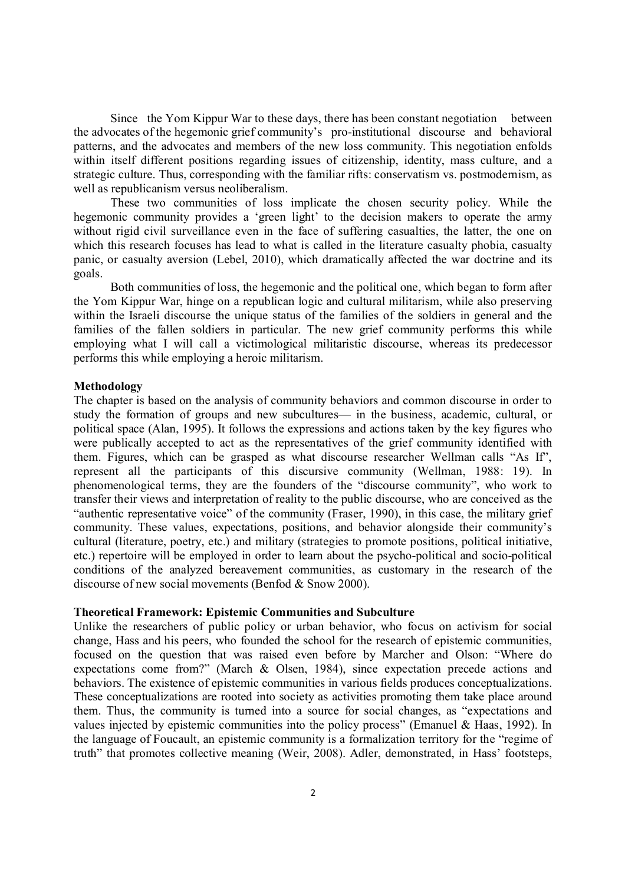Since the Yom Kippur War to these days, there has been constant negotiation between the advocates of the hegemonic grief community's pro-institutional discourse and behavioral patterns, and the advocates and members of the new loss community. This negotiation enfolds within itself different positions regarding issues of citizenship, identity, mass culture, and a strategic culture. Thus, corresponding with the familiar rifts: conservatism vs. postmodernism, as well as republicanism versus neoliberalism.

These two communities of loss implicate the chosen security policy. While the hegemonic community provides a 'green light' to the decision makers to operate the army without rigid civil surveillance even in the face of suffering casualties, the latter, the one on which this research focuses has lead to what is called in the literature casualty phobia, casualty panic, or casualty aversion (Lebel, 2010), which dramatically affected the war doctrine and its goals.

Both communities of loss, the hegemonic and the political one, which began to form after the Yom Kippur War, hinge on a republican logic and cultural militarism, while also preserving within the Israeli discourse the unique status of the families of the soldiers in general and the families of the fallen soldiers in particular. The new grief community performs this while employing what I will call a victimological militaristic discourse, whereas its predecessor performs this while employing a heroic militarism.

**Methodology**

The chapter is based on the analysis of community behaviors and common discourse in order to study the formation of groups and new subcultures— in the business, academic, cultural, or political space (Alan, 1995). It follows the expressions and actions taken by the key figures who were publically accepted to act as the representatives of the grief community identified with them. Figures, which can be grasped as what discourse researcher Wellman calls "As If", represent all the participants of this discursive community (Wellman, 1988: 19). In phenomenological terms, they are the founders of the "discourse community", who work to transfer their views and interpretation of reality to the public discourse, who are conceived as the "authentic representative voice" of the community (Fraser, 1990), in this case, the military grief community. These values, expectations, positions, and behavior alongside their community's cultural (literature, poetry, etc.) and military (strategies to promote positions, political initiative, etc.) repertoire will be employed in order to learn about the psycho-political and socio-political conditions of the analyzed bereavement communities, as customary in the research of the discourse of new social movements (Benfod & Snow 2000).

**Theoretical Framework: Epistemic Communities and Subculture**

Unlike the researchers of public policy or urban behavior, who focus on activism for social change, Hass and his peers, who founded the school for the research of epistemic communities, focused on the question that was raised even before by Marcher and Olson: "Where do expectations come from?" (March & Olsen, 1984), since expectation precede actions and behaviors. The existence of epistemic communities in various fields produces conceptualizations. These conceptualizations are rooted into society as activities promoting them take place around them. Thus, the community is turned into a source for social changes, as "expectations and values injected by epistemic communities into the policy process" (Emanuel & Haas, 1992). In the language of Foucault, an epistemic community is a formalization territory for the "regime of truth" that promotes collective meaning (Weir, 2008). Adler, demonstrated, in Hass' footsteps,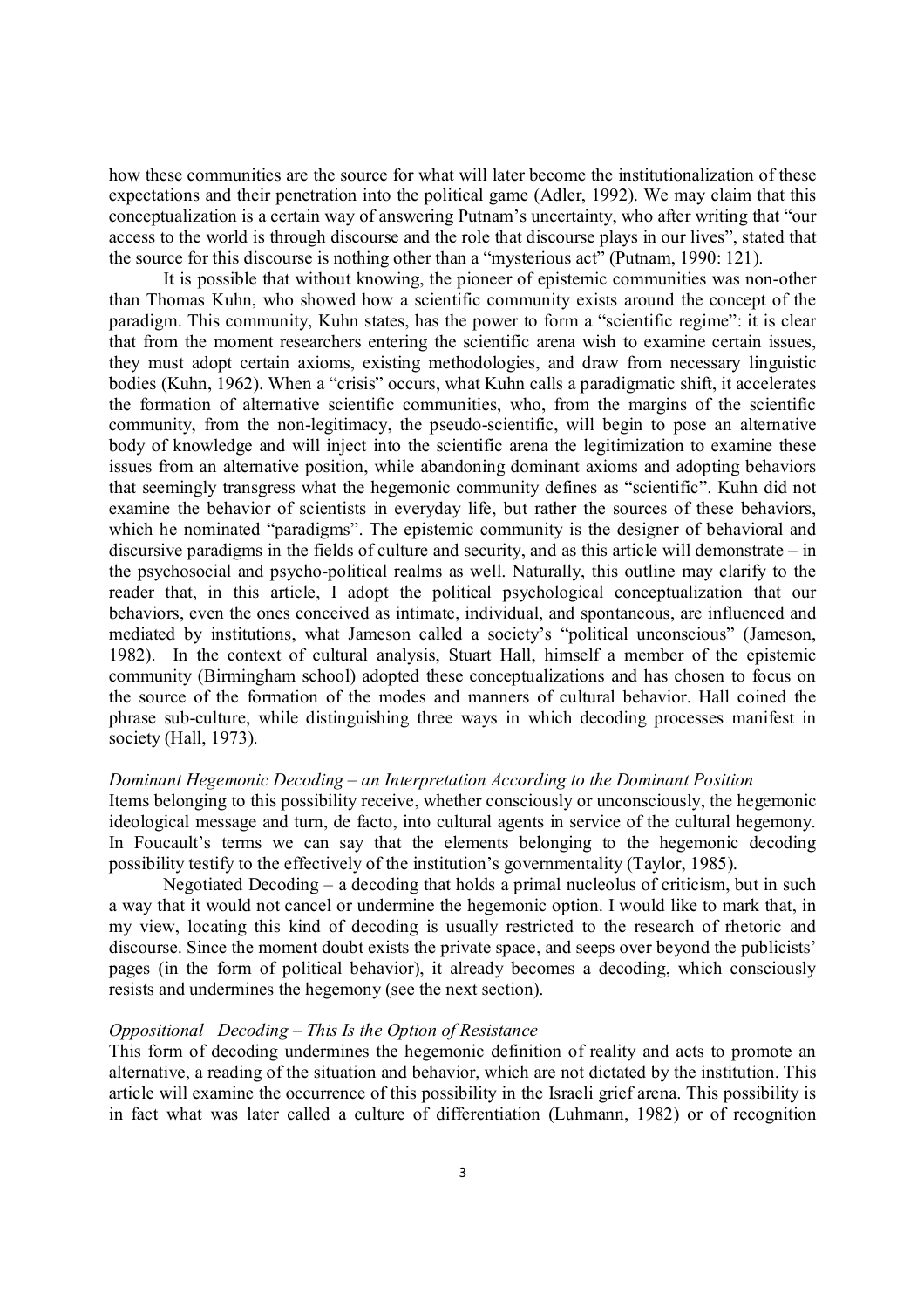how these communities are the source for what will later become the institutionalization of these expectations and their penetration into the political game (Adler, 1992). We may claim that this conceptualization is a certain way of answering Putnam's uncertainty, who after writing that "our access to the world is through discourse and the role that discourse plays in our lives", stated that the source for this discourse is nothing other than a "mysterious act" (Putnam, 1990: 121).

It is possible that without knowing, the pioneer of epistemic communities was non-other than Thomas Kuhn, who showed how a scientific community exists around the concept of the paradigm. This community, Kuhn states, has the power to form a "scientific regime": it is clear that from the moment researchers entering the scientific arena wish to examine certain issues, they must adopt certain axioms, existing methodologies, and draw from necessary linguistic bodies (Kuhn, 1962). When a "crisis" occurs, what Kuhn calls a paradigmatic shift, it accelerates the formation of alternative scientific communities, who, from the margins of the scientific community, from the non-legitimacy, the pseudo-scientific, will begin to pose an alternative body of knowledge and will inject into the scientific arena the legitimization to examine these issues from an alternative position, while abandoning dominant axioms and adopting behaviors that seemingly transgress what the hegemonic community defines as "scientific". Kuhn did not examine the behavior of scientists in everyday life, but rather the sources of these behaviors, which he nominated "paradigms". The epistemic community is the designer of behavioral and discursive paradigms in the fields of culture and security, and as this article will demonstrate – in the psychosocial and psycho-political realms as well. Naturally, this outline may clarify to the reader that, in this article, I adopt the political psychological conceptualization that our behaviors, even the ones conceived as intimate, individual, and spontaneous, are influenced and mediated by institutions, what Jameson called a society's "political unconscious" (Jameson, 1982). In the context of cultural analysis, Stuart Hall, himself a member of the epistemic community (Birmingham school) adopted these conceptualizations and has chosen to focus on the source of the formation of the modes and manners of cultural behavior. Hall coined the phrase sub-culture, while distinguishing three ways in which decoding processes manifest in society (Hall, 1973).

*Dominant Hegemonic Decoding – an Interpretation According to the Dominant Position*

Items belonging to this possibility receive, whether consciously or unconsciously, the hegemonic ideological message and turn, de facto, into cultural agents in service of the cultural hegemony. In Foucault's terms we can say that the elements belonging to the hegemonic decoding possibility testify to the effectively of the institution's governmentality (Taylor, 1985).

Negotiated Decoding – a decoding that holds a primal nucleolus of criticism, but in such a way that it would not cancel or undermine the hegemonic option. I would like to mark that, in my view, locating this kind of decoding is usually restricted to the research of rhetoric and discourse. Since the moment doubt exists the private space, and seeps over beyond the publicists' pages (in the form of political behavior), it already becomes a decoding, which consciously resists and undermines the hegemony (see the next section).

*Oppositional Decoding – This Is the Option of Resistance*

This form of decoding undermines the hegemonic definition of reality and acts to promote an alternative, a reading of the situation and behavior, which are not dictated by the institution. This article will examine the occurrence of this possibility in the Israeli grief arena. This possibility is in fact what was later called a culture of differentiation (Luhmann, 1982) or of recognition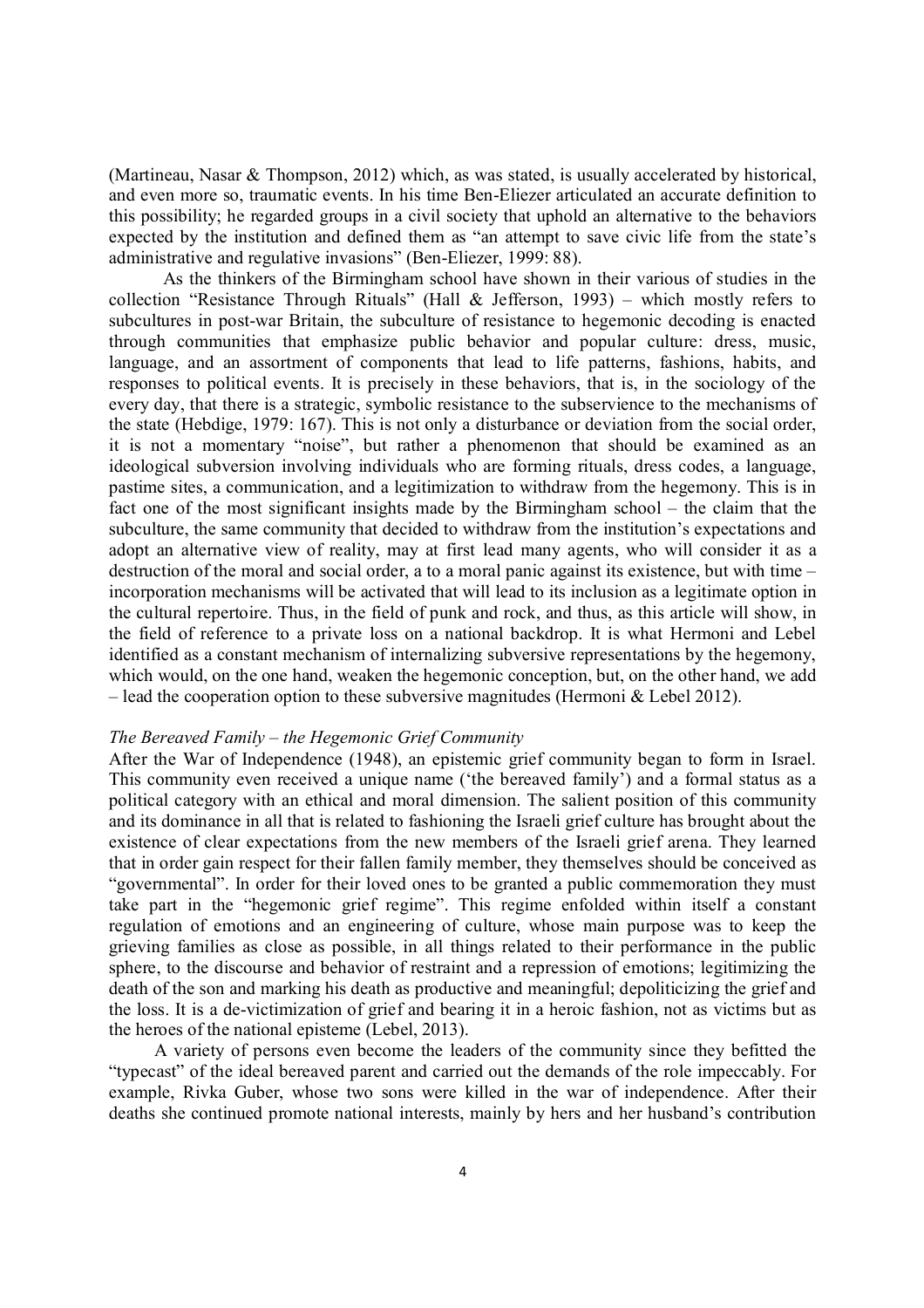(Martineau, Nasar & Thompson, 2012) which, as was stated, is usually accelerated by historical, and even more so, traumatic events. In his time Ben-Eliezer articulated an accurate definition to this possibility; he regarded groups in a civil society that uphold an alternative to the behaviors expected by the institution and defined them as "an attempt to save civic life from the state's administrative and regulative invasions" (Ben-Eliezer, 1999: 88).

As the thinkers of the Birmingham school have shown in their various of studies in the collection "Resistance Through Rituals" (Hall & Jefferson, 1993) – which mostly refers to subcultures in post-war Britain, the subculture of resistance to hegemonic decoding is enacted through communities that emphasize public behavior and popular culture: dress, music, language, and an assortment of components that lead to life patterns, fashions, habits, and responses to political events. It is precisely in these behaviors, that is, in the sociology of the every day, that there is a strategic, symbolic resistance to the subservience to the mechanisms of the state (Hebdige, 1979: 167). This is not only a disturbance or deviation from the social order, it is not a momentary "noise", but rather a phenomenon that should be examined as an ideological subversion involving individuals who are forming rituals, dress codes, a language, pastime sites, a communication, and a legitimization to withdraw from the hegemony. This is in fact one of the most significant insights made by the Birmingham school – the claim that the subculture, the same community that decided to withdraw from the institution's expectations and adopt an alternative view of reality, may at first lead many agents, who will consider it as a destruction of the moral and social order, a to a moral panic against its existence, but with time – incorporation mechanisms will be activated that will lead to its inclusion as a legitimate option in the cultural repertoire. Thus, in the field of punk and rock, and thus, as this article will show, in the field of reference to a private loss on a national backdrop. It is what Hermoni and Lebel identified as a constant mechanism of internalizing subversive representations by the hegemony, which would, on the one hand, weaken the hegemonic conception, but, on the other hand, we add – lead the cooperation option to these subversive magnitudes (Hermoni & Lebel 2012).

*The Bereaved Family – the Hegemonic Grief Community*

After the War of Independence (1948), an epistemic grief community began to form in Israel. This community even received a unique name ('the bereaved family') and a formal status as a political category with an ethical and moral dimension. The salient position of this community and its dominance in all that is related to fashioning the Israeli grief culture has brought about the existence of clear expectations from the new members of the Israeli grief arena. They learned that in order gain respect for their fallen family member, they themselves should be conceived as "governmental". In order for their loved ones to be granted a public commemoration they must take part in the "hegemonic grief regime". This regime enfolded within itself a constant regulation of emotions and an engineering of culture, whose main purpose was to keep the grieving families as close as possible, in all things related to their performance in the public sphere, to the discourse and behavior of restraint and a repression of emotions; legitimizing the death of the son and marking his death as productive and meaningful; depoliticizing the grief and the loss. It is a de-victimization of grief and bearing it in a heroic fashion, not as victims but as the heroes of the national episteme (Lebel, 2013).

A variety of persons even become the leaders of the community since they befitted the "typecast" of the ideal bereaved parent and carried out the demands of the role impeccably. For example, Rivka Guber, whose two sons were killed in the war of independence. After their deaths she continued promote national interests, mainly by hers and her husband's contribution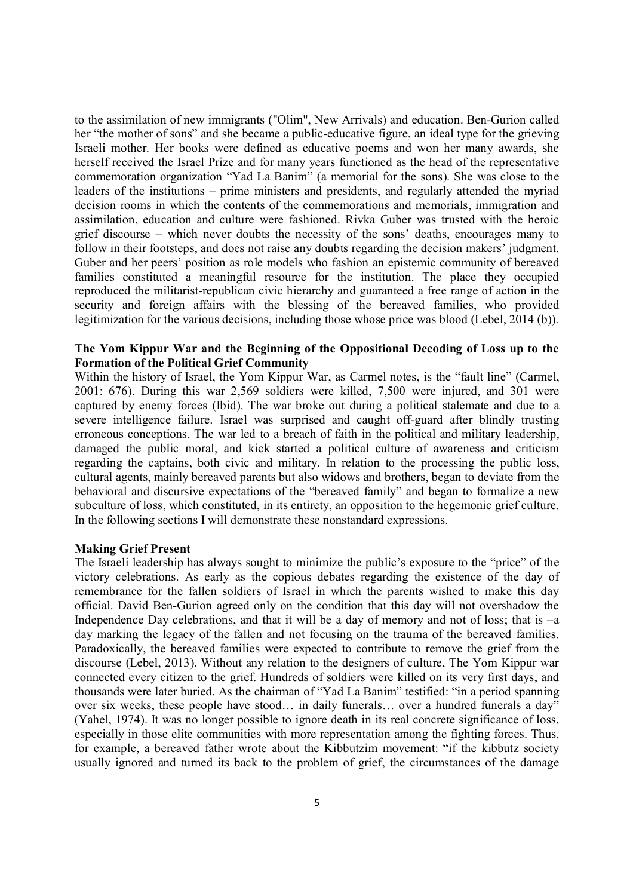to the assimilation of new immigrants ("Olim", New Arrivals) and education. Ben-Gurion called her "the mother of sons" and she became a public-educative figure, an ideal type for the grieving Israeli mother. Her books were defined as educative poems and won her many awards, she herself received the Israel Prize and for many years functioned as the head of the representative commemoration organization "Yad La Banim" (a memorial for the sons). She was close to the leaders of the institutions – prime ministers and presidents, and regularly attended the myriad decision rooms in which the contents of the commemorations and memorials, immigration and assimilation, education and culture were fashioned. Rivka Guber was trusted with the heroic grief discourse – which never doubts the necessity of the sons' deaths, encourages many to follow in their footsteps, and does not raise any doubts regarding the decision makers' judgment. Guber and her peers' position as role models who fashion an epistemic community of bereaved families constituted a meaningful resource for the institution. The place they occupied reproduced the militarist-republican civic hierarchy and guaranteed a free range of action in the security and foreign affairs with the blessing of the bereaved families, who provided legitimization for the various decisions, including those whose price was blood (Lebel, 2014 (b)).

### The Yom Kippur War and the Beginning of the Oppositional Decoding of Loss up to the Formation of the Political Grief Community

Within the history of Israel, the Yom Kippur War, as Carmel notes, is the "fault line" (Carmel, 2001: 676). During this war 2,569 soldiers were killed, 7,500 were injured, and 301 were captured by enemy forces (Ibid). The war broke out during a political stalemate and due to a severe intelligence failure. Israel was surprised and caught off-guard after blindly trusting erroneous conceptions. The war led to a breach of faith in the political and military leadership, damaged the public moral, and kick started a political culture of awareness and criticism regarding the captains, both civic and military. In relation to the processing the public loss, cultural agents, mainly bereaved parents but also widows and brothers, began to deviate from the behavioral and discursive expectations of the "bereaved family" and began to formalize a new subculture of loss, which constituted, in its entirety, an opposition to the hegemonic grief culture. In the following sections I will demonstrate these nonstandard expressions.

### Making Grief Present

The Israeli leadership has always sought to minimize the public's exposure to the "price" of the victory celebrations. As early as the copious debates regarding the existence of the day of remembrance for the fallen soldiers of Israel in which the parents wished to make this day official. David Ben-Gurion agreed only on the condition that this day will not overshadow the Independence Day celebrations, and that it will be a day of memory and not of loss; that is –a day marking the legacy of the fallen and not focusing on the trauma of the bereaved families. Paradoxically, the bereaved families were expected to contribute to remove the grief from the discourse (Lebel, 2013). Without any relation to the designers of culture, The Yom Kippur war connected every citizen to the grief. Hundreds of soldiers were killed on its very first days, and thousands were later buried. As the chairman of "Yad La Banim" testified: "in a period spanning over six weeks, these people have stood… in daily funerals… over a hundred funerals a day" (Yahel, 1974). It was no longer possible to ignore death in its real concrete significance of loss, especially in those elite communities with more representation among the fighting forces. Thus, for example, a bereaved father wrote about the Kibbutzim movement: "if the kibbutz society usually ignored and turned its back to the problem of grief, the circumstances of the damage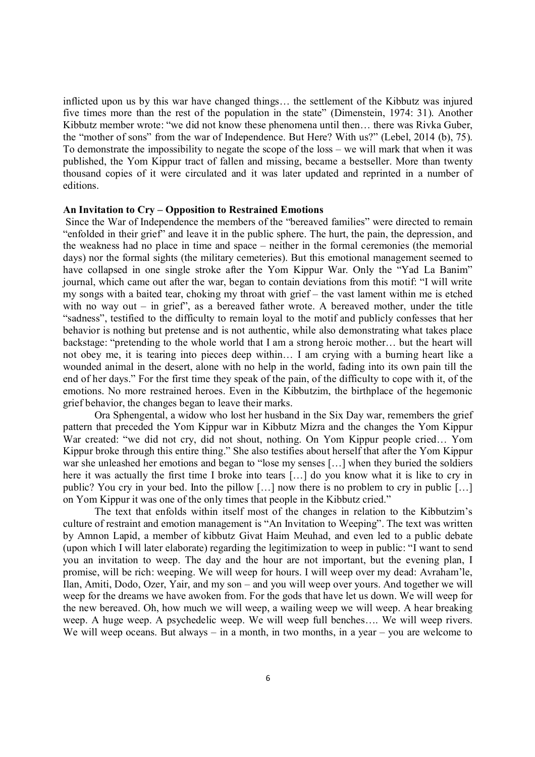inflicted upon us by this war have changed things… the settlement of the Kibbutz was injured five times more than the rest of the population in the state" (Dimenstein, 1974: 31). Another Kibbutz member wrote: "we did not know these phenomena until then… there was Rivka Guber, the "mother of sons" from the war of Independence. But Here? With us?" (Lebel, 2014 (b), 75). To demonstrate the impossibility to negate the scope of the loss – we will mark that when it was published, the Yom Kippur tract of fallen and missing, became a bestseller. More than twenty thousand copies of it were circulated and it was later updated and reprinted in a number of editions.

**An Invitation to Cry – Opposition to Restrained Emotions**

Since the War of Independence the members of the "bereaved families" were directed to remain "enfolded in their grief" and leave it in the public sphere. The hurt, the pain, the depression, and the weakness had no place in time and space – neither in the formal ceremonies (the memorial days) nor the formal sights (the military cemeteries). But this emotional management seemed to have collapsed in one single stroke after the Yom Kippur War. Only the "Yad La Banim" journal, which came out after the war, began to contain deviations from this motif: "I will write my songs with a baited tear, choking my throat with grief – the vast lament within me is etched with no way out – in grief", as a bereaved father wrote. A bereaved mother, under the title "sadness", testified to the difficulty to remain loyal to the motif and publicly confesses that her behavior is nothing but pretense and is not authentic, while also demonstrating what takes place backstage: "pretending to the whole world that I am a strong heroic mother… but the heart will not obey me, it is tearing into pieces deep within… I am crying with a burning heart like a wounded animal in the desert, alone with no help in the world, fading into its own pain till the end of her days." For the first time they speak of the pain, of the difficulty to cope with it, of the emotions. No more restrained heroes. Even in the Kibbutzim, the birthplace of the hegemonic grief behavior, the changes began to leave their marks.

Ora Sphengental, a widow who lost her husband in the Six Day war, remembers the grief pattern that preceded the Yom Kippur war in Kibbutz Mizra and the changes the Yom Kippur War created: "we did not cry, did not shout, nothing. On Yom Kippur people cried… Yom Kippur broke through this entire thing." She also testifies about herself that after the Yom Kippur war she unleashed her emotions and began to "lose my senses […] when they buried the soldiers here it was actually the first time I broke into tears […] do you know what it is like to cry in public? You cry in your bed. Into the pillow […] now there is no problem to cry in public […] on Yom Kippur it was one of the only times that people in the Kibbutz cried."

The text that enfolds within itself most of the changes in relation to the Kibbutzim's culture of restraint and emotion management is "An Invitation to Weeping". The text was written by Amnon Lapid, a member of kibbutz Givat Haim Meuhad, and even led to a public debate (upon which I will later elaborate) regarding the legitimization to weep in public: "I want to send you an invitation to weep. The day and the hour are not important, but the evening plan, I promise, will be rich: weeping. We will weep for hours. I will weep over my dead: Avraham'le, Ilan, Amiti, Dodo, Ozer, Yair, and my son – and you will weep over yours. And together we will weep for the dreams we have awoken from. For the gods that have let us down. We will weep for the new bereaved. Oh, how much we will weep, a wailing weep we will weep. A hear breaking weep. A huge weep. A psychedelic weep. We will weep full benches…. We will weep rivers. We will weep oceans. But always – in a month, in two months, in a year – you are welcome to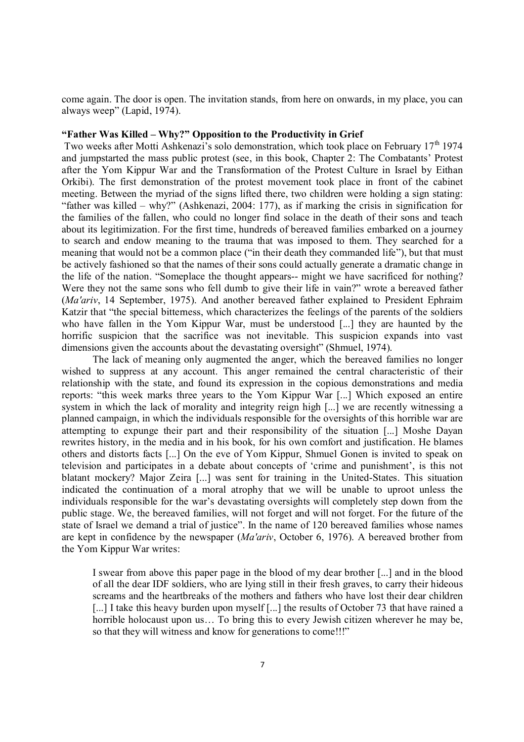come again. The door is open. The invitation stands, from here on onwards, in my place, you can always weep" (Lapid, 1974).

### "Father Was Killed – Why?" Opposition to the Productivity in Grief

Two weeks after Motti Ashkenazi's solo demonstration, which took place on February 17th 1974 and jumpstarted the mass public protest (see, in this book, Chapter 2: The Combatants' Protest after the Yom Kippur War and the Transformation of the Protest Culture in Israel by Eithan Orkibi). The first demonstration of the protest movement took place in front of the cabinet meeting. Between the myriad of the signs lifted there, two children were holding a sign stating: "father was killed – why?" (Ashkenazi, 2004: 177), as if marking the crisis in signification for the families of the fallen, who could no longer find solace in the death of their sons and teach about its legitimization. For the first time, hundreds of bereaved families embarked on a journey to search and endow meaning to the trauma that was imposed to them. They searched for a meaning that would not be a common place ("in their death they commanded life"), but that must be actively fashioned so that the names of their sons could actually generate a dramatic change in the life of the nation. "Someplace the thought appears-- might we have sacrificed for nothing? Were they not the same sons who fell dumb to give their life in vain?" wrote a bereaved father (*Ma'ariv*, 14 September, 1975). And another bereaved father explained to President Ephraim Katzir that "the special bitterness, which characterizes the feelings of the parents of the soldiers who have fallen in the Yom Kippur War, must be understood [...] they are haunted by the horrific suspicion that the sacrifice was not inevitable. This suspicion expands into vast dimensions given the accounts about the devastating oversight" (Shmuel, 1974).

The lack of meaning only augmented the anger, which the bereaved families no longer wished to suppress at any account. This anger remained the central characteristic of their relationship with the state, and found its expression in the copious demonstrations and media reports: "this week marks three years to the Yom Kippur War [...] Which exposed an entire system in which the lack of morality and integrity reign high [...] we are recently witnessing a planned campaign, in which the individuals responsible for the oversights of this horrible war are attempting to expunge their part and their responsibility of the situation [...] Moshe Dayan rewrites history, in the media and in his book, for his own comfort and justification. He blames others and distorts facts [...] On the eve of Yom Kippur, Shmuel Gonen is invited to speak on television and participates in a debate about concepts of 'crime and punishment', is this not blatant mockery? Major Zeira [...] was sent for training in the United-States. This situation indicated the continuation of a moral atrophy that we will be unable to uproot unless the individuals responsible for the war's devastating oversights will completely step down from the public stage. We, the bereaved families, will not forget and will not forget. For the future of the state of Israel we demand a trial of justice". In the name of 120 bereaved families whose names are kept in confidence by the newspaper (*Ma'ariv*, October 6, 1976). A bereaved brother from the Yom Kippur War writes:

> I swear from above this paper page in the blood of my dear brother [...] and in the blood of all the dear IDF soldiers, who are lying still in their fresh graves, to carry their hideous screams and the heartbreaks of the mothers and fathers who have lost their dear children [...] I take this heavy burden upon myself [...] the results of October 73 that have rained a horrible holocaust upon us… To bring this to every Jewish citizen wherever he may be, so that they will witness and know for generations to come!!!"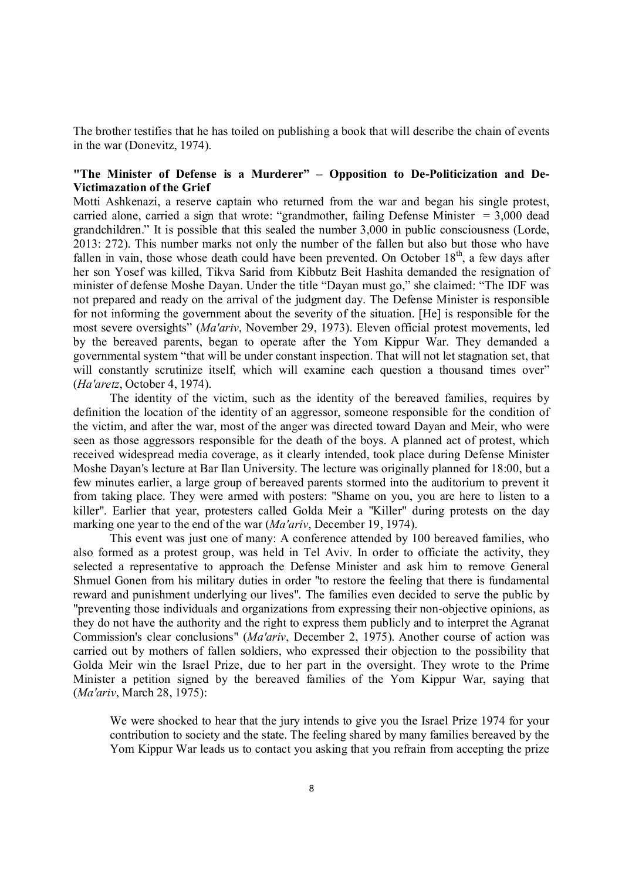The brother testifies that he has toiled on publishing a book that will describe the chain of events in the war (Donevitz, 1974).

**"The Minister of Defense is a Murderer" – Opposition to De-Politicization and De-Victimazation of the Grief**

Motti Ashkenazi, a reserve captain who returned from the war and began his single protest, carried alone, carried a sign that wrote: "grandmother, failing Defense Minister = 3,000 dead grandchildren." It is possible that this sealed the number 3,000 in public consciousness (Lorde, 2013: 272). This number marks not only the number of the fallen but also but those who have fallen in vain, those whose death could have been prevented. On October 18th, a few days after her son Yosef was killed, Tikva Sarid from Kibbutz Beit Hashita demanded the resignation of minister of defense Moshe Dayan. Under the title "Dayan must go," she claimed: "The IDF was not prepared and ready on the arrival of the judgment day. The Defense Minister is responsible for not informing the government about the severity of the situation. [He] is responsible for the most severe oversights" (*Ma'ariv*, November 29, 1973). Eleven official protest movements, led by the bereaved parents, began to operate after the Yom Kippur War. They demanded a governmental system "that will be under constant inspection. That will not let stagnation set, that will constantly scrutinize itself, which will examine each question a thousand times over" (*Ha'aretz*, October 4, 1974).

The identity of the victim, such as the identity of the bereaved families, requires by definition the location of the identity of an aggressor, someone responsible for the condition of the victim, and after the war, most of the anger was directed toward Dayan and Meir, who were seen as those aggressors responsible for the death of the boys. A planned act of protest, which received widespread media coverage, as it clearly intended, took place during Defense Minister Moshe Dayan's lecture at Bar Ilan University. The lecture was originally planned for 18:00, but a few minutes earlier, a large group of bereaved parents stormed into the auditorium to prevent it from taking place. They were armed with posters: "Shame on you, you are here to listen to a killer". Earlier that year, protesters called Golda Meir a "Killer" during protests on the day marking one year to the end of the war (*Ma'ariv*, December 19, 1974).

This event was just one of many: A conference attended by 100 bereaved families, who also formed as a protest group, was held in Tel Aviv. In order to officiate the activity, they selected a representative to approach the Defense Minister and ask him to remove General Shmuel Gonen from his military duties in order "to restore the feeling that there is fundamental reward and punishment underlying our lives". The families even decided to serve the public by "preventing those individuals and organizations from expressing their non-objective opinions, as they do not have the authority and the right to express them publicly and to interpret the Agranat Commission's clear conclusions" (*Ma'ariv*, December 2, 1975). Another course of action was carried out by mothers of fallen soldiers, who expressed their objection to the possibility that Golda Meir win the Israel Prize, due to her part in the oversight. They wrote to the Prime Minister a petition signed by the bereaved families of the Yom Kippur War, saying that (*Ma'ariv*, March 28, 1975):

> We were shocked to hear that the jury intends to give you the Israel Prize 1974 for your contribution to society and the state. The feeling shared by many families bereaved by the Yom Kippur War leads us to contact you asking that you refrain from accepting the prize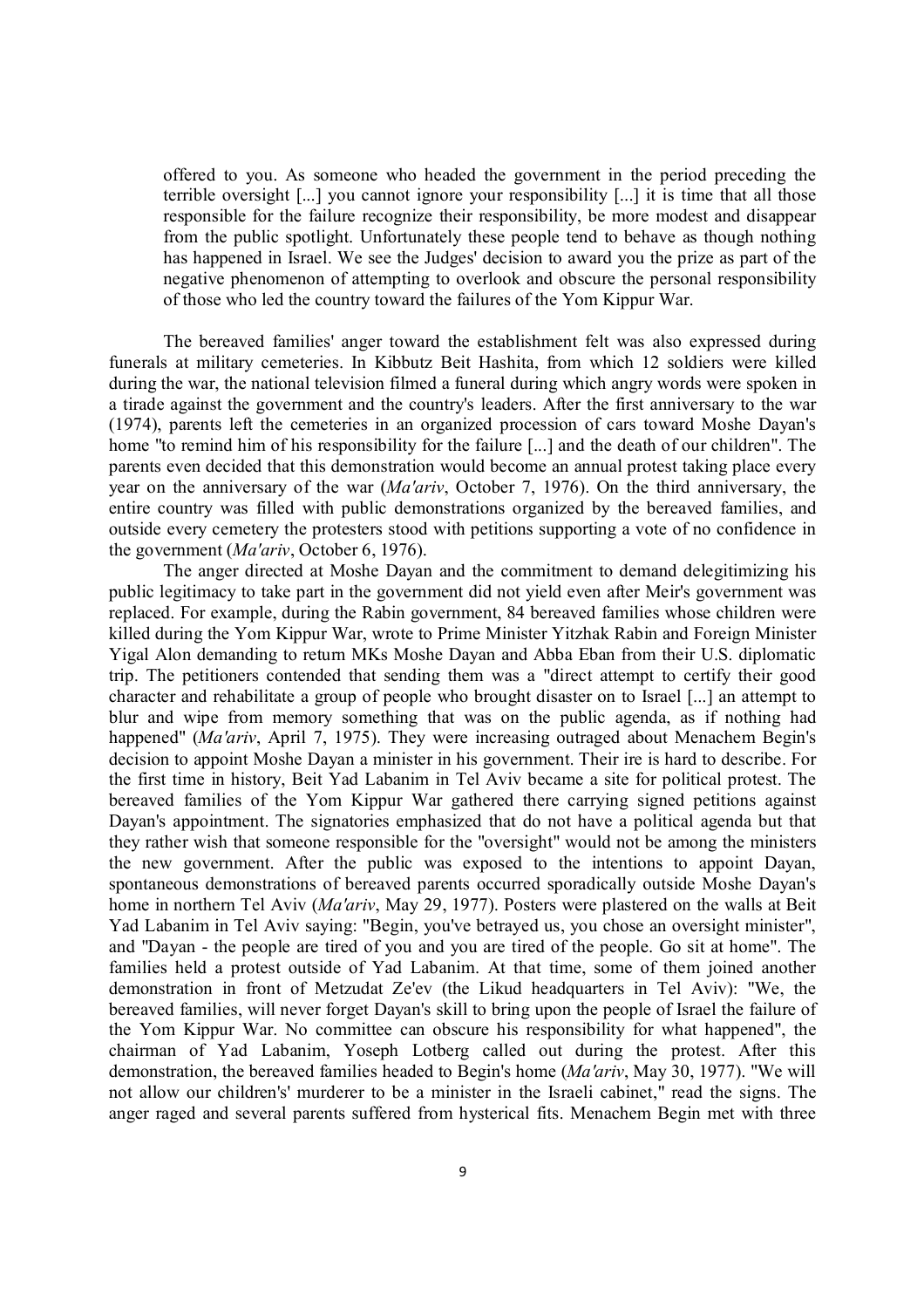> offered to you. As someone who headed the government in the period preceding the terrible oversight [...] you cannot ignore your responsibility [...] it is time that all those responsible for the failure recognize their responsibility, be more modest and disappear from the public spotlight. Unfortunately these people tend to behave as though nothing has happened in Israel. We see the Judges' decision to award you the prize as part of the negative phenomenon of attempting to overlook and obscure the personal responsibility of those who led the country toward the failures of the Yom Kippur War.

The bereaved families' anger toward the establishment felt was also expressed during funerals at military cemeteries. In Kibbutz Beit Hashita, from which 12 soldiers were killed during the war, the national television filmed a funeral during which angry words were spoken in a tirade against the government and the country's leaders. After the first anniversary to the war (1974), parents left the cemeteries in an organized procession of cars toward Moshe Dayan's home "to remind him of his responsibility for the failure [...] and the death of our children". The parents even decided that this demonstration would become an annual protest taking place every year on the anniversary of the war (*Ma'ariv*, October 7, 1976). On the third anniversary, the entire country was filled with public demonstrations organized by the bereaved families, and outside every cemetery the protesters stood with petitions supporting a vote of no confidence in the government (*Ma'ariv*, October 6, 1976).

The anger directed at Moshe Dayan and the commitment to demand delegitimizing his public legitimacy to take part in the government did not yield even after Meir's government was replaced. For example, during the Rabin government, 84 bereaved families whose children were killed during the Yom Kippur War, wrote to Prime Minister Yitzhak Rabin and Foreign Minister Yigal Alon demanding to return MKs Moshe Dayan and Abba Eban from their U.S. diplomatic trip. The petitioners contended that sending them was a "direct attempt to certify their good character and rehabilitate a group of people who brought disaster on to Israel [...] an attempt to blur and wipe from memory something that was on the public agenda, as if nothing had happened" (*Ma'ariv*, April 7, 1975). They were increasing outraged about Menachem Begin's decision to appoint Moshe Dayan a minister in his government. Their ire is hard to describe. For the first time in history, Beit Yad Labanim in Tel Aviv became a site for political protest. The bereaved families of the Yom Kippur War gathered there carrying signed petitions against Dayan's appointment. The signatories emphasized that do not have a political agenda but that they rather wish that someone responsible for the "oversight" would not be among the ministers the new government. After the public was exposed to the intentions to appoint Dayan, spontaneous demonstrations of bereaved parents occurred sporadically outside Moshe Dayan's home in northern Tel Aviv (*Ma'ariv*, May 29, 1977). Posters were plastered on the walls at Beit Yad Labanim in Tel Aviv saying: "Begin, you've betrayed us, you chose an oversight minister", and "Dayan - the people are tired of you and you are tired of the people. Go sit at home". The families held a protest outside of Yad Labanim. At that time, some of them joined another demonstration in front of Metzudat Ze'ev (the Likud headquarters in Tel Aviv): "We, the bereaved families, will never forget Dayan's skill to bring upon the people of Israel the failure of the Yom Kippur War. No committee can obscure his responsibility for what happened", the chairman of Yad Labanim, Yoseph Lotberg called out during the protest. After this demonstration, the bereaved families headed to Begin's home (*Ma'ariv*, May 30, 1977). "We will not allow our children's' murderer to be a minister in the Israeli cabinet," read the signs. The anger raged and several parents suffered from hysterical fits. Menachem Begin met with three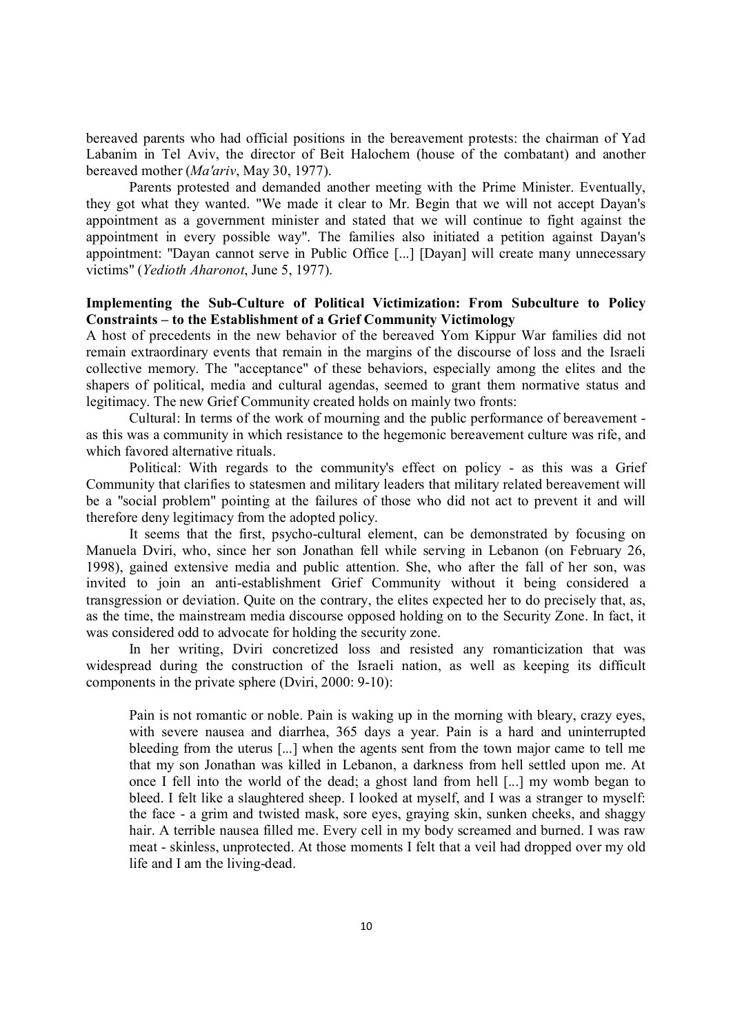bereaved parents who had official positions in the bereavement protests: the chairman of Yad Labanim in Tel Aviv, the director of Beit Halochem (house of the combatant) and another bereaved mother (*Ma'ariv*, May 30, 1977).

Parents protested and demanded another meeting with the Prime Minister. Eventually, they got what they wanted. "We made it clear to Mr. Begin that we will not accept Dayan's appointment as a government minister and stated that we will continue to fight against the appointment in every possible way". The families also initiated a petition against Dayan's appointment: "Dayan cannot serve in Public Office [...] [Dayan] will create many unnecessary victims" (*Yedioth Aharonot*, June 5, 1977).

**Implementing the Sub-Culture of Political Victimization: From Subculture to Policy Constraints – to the Establishment of a Grief Community Victimology**

A host of precedents in the new behavior of the bereaved Yom Kippur War families did not remain extraordinary events that remain in the margins of the discourse of loss and the Israeli collective memory. The "acceptance" of these behaviors, especially among the elites and the shapers of political, media and cultural agendas, seemed to grant them normative status and legitimacy. The new Grief Community created holds on mainly two fronts:

Cultural: In terms of the work of mourning and the public performance of bereavement - as this was a community in which resistance to the hegemonic bereavement culture was rife, and which favored alternative rituals.

Political: With regards to the community's effect on policy - as this was a Grief Community that clarifies to statesmen and military leaders that military related bereavement will be a "social problem" pointing at the failures of those who did not act to prevent it and will therefore deny legitimacy from the adopted policy.

It seems that the first, psycho-cultural element, can be demonstrated by focusing on Manuela Dviri, who, since her son Jonathan fell while serving in Lebanon (on February 26, 1998), gained extensive media and public attention. She, who after the fall of her son, was invited to join an anti-establishment Grief Community without it being considered a transgression or deviation. Quite on the contrary, the elites expected her to do precisely that, as, as the time, the mainstream media discourse opposed holding on to the Security Zone. In fact, it was considered odd to advocate for holding the security zone.

In her writing, Dviri concretized loss and resisted any romanticization that was widespread during the construction of the Israeli nation, as well as keeping its difficult components in the private sphere (Dviri, 2000: 9-10):

> Pain is not romantic or noble. Pain is waking up in the morning with bleary, crazy eyes, with severe nausea and diarrhea, 365 days a year. Pain is a hard and uninterrupted bleeding from the uterus [...] when the agents sent from the town major came to tell me that my son Jonathan was killed in Lebanon, a darkness from hell settled upon me. At once I fell into the world of the dead; a ghost land from hell [...] my womb began to bleed. I felt like a slaughtered sheep. I looked at myself, and I was a stranger to myself: the face - a grim and twisted mask, sore eyes, graying skin, sunken cheeks, and shaggy hair. A terrible nausea filled me. Every cell in my body screamed and burned. I was raw meat - skinless, unprotected. At those moments I felt that a veil had dropped over my old life and I am the living-dead.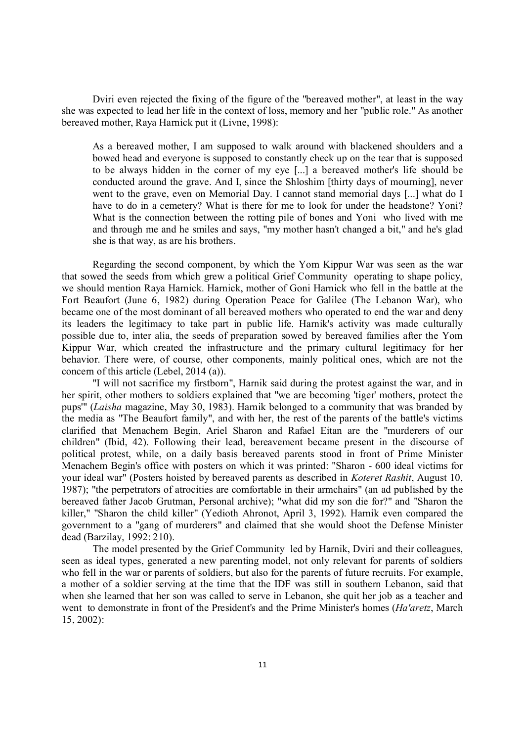Dviri even rejected the fixing of the figure of the "bereaved mother", at least in the way she was expected to lead her life in the context of loss, memory and her "public role." As another bereaved mother, Raya Harnick put it (Livne, 1998):

> As a bereaved mother, I am supposed to walk around with blackened shoulders and a bowed head and everyone is supposed to constantly check up on the tear that is supposed to be always hidden in the corner of my eye [...] a bereaved mother's life should be conducted around the grave. And I, since the Shloshim [thirty days of mourning], never went to the grave, even on Memorial Day. I cannot stand memorial days [...] what do I have to do in a cemetery? What is there for me to look for under the headstone? Yoni? What is the connection between the rotting pile of bones and Yoni who lived with me and through me and he smiles and says, "my mother hasn't changed a bit," and he's glad she is that way, as are his brothers.

Regarding the second component, by which the Yom Kippur War was seen as the war that sowed the seeds from which grew a political Grief Community operating to shape policy, we should mention Raya Harnick. Harnick, mother of Goni Harnick who fell in the battle at the Fort Beaufort (June 6, 1982) during Operation Peace for Galilee (The Lebanon War), who became one of the most dominant of all bereaved mothers who operated to end the war and deny its leaders the legitimacy to take part in public life. Harnik's activity was made culturally possible due to, inter alia, the seeds of preparation sowed by bereaved families after the Yom Kippur War, which created the infrastructure and the primary cultural legitimacy for her behavior. There were, of course, other components, mainly political ones, which are not the concern of this article (Lebel, 2014 (a)).

"I will not sacrifice my firstborn", Harnik said during the protest against the war, and in her spirit, other mothers to soldiers explained that "we are becoming 'tiger' mothers, protect the pups'" (*Laisha* magazine, May 30, 1983). Harnik belonged to a community that was branded by the media as "The Beaufort family", and with her, the rest of the parents of the battle's victims clarified that Menachem Begin, Ariel Sharon and Rafael Eitan are the "murderers of our children" (Ibid, 42). Following their lead, bereavement became present in the discourse of political protest, while, on a daily basis bereaved parents stood in front of Prime Minister Menachem Begin's office with posters on which it was printed: "Sharon - 600 ideal victims for your ideal war" (Posters hoisted by bereaved parents as described in *Koteret Rashit*, August 10, 1987); "the perpetrators of atrocities are comfortable in their armchairs" (an ad published by the bereaved father Jacob Grutman, Personal archive); "what did my son die for?" and "Sharon the killer," "Sharon the child killer" (Yedioth Ahronot, April 3, 1992). Harnik even compared the government to a "gang of murderers" and claimed that she would shoot the Defense Minister dead (Barzilay, 1992: 210).

The model presented by the Grief Community led by Harnik, Dviri and their colleagues, seen as ideal types, generated a new parenting model, not only relevant for parents of soldiers who fell in the war or parents of soldiers, but also for the parents of future recruits. For example, a mother of a soldier serving at the time that the IDF was still in southern Lebanon, said that when she learned that her son was called to serve in Lebanon, she quit her job as a teacher and went to demonstrate in front of the President's and the Prime Minister's homes (*Ha'aretz*, March 15, 2002):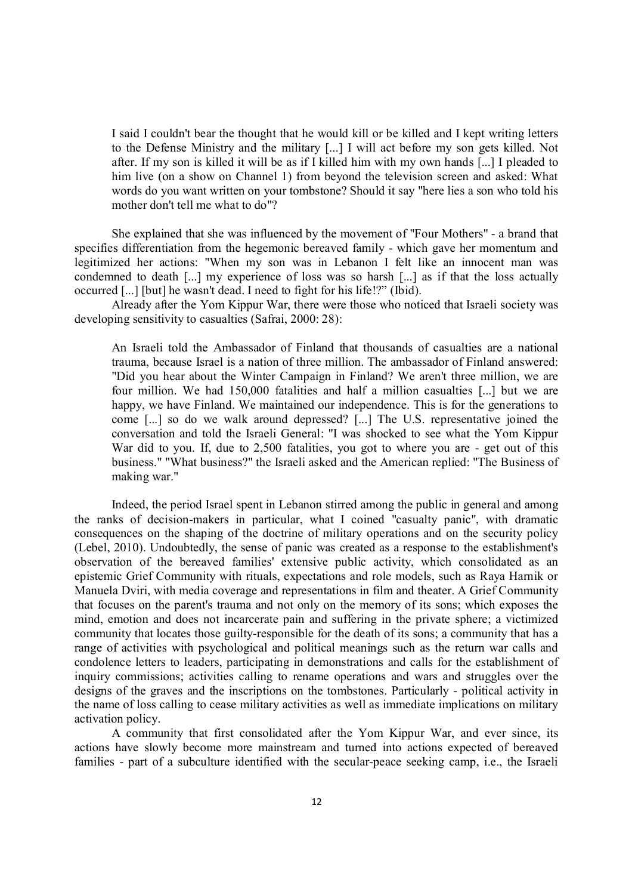> I said I couldn't bear the thought that he would kill or be killed and I kept writing letters to the Defense Ministry and the military [...] I will act before my son gets killed. Not after. If my son is killed it will be as if I killed him with my own hands [...] I pleaded to him live (on a show on Channel 1) from beyond the television screen and asked: What words do you want written on your tombstone? Should it say "here lies a son who told his mother don't tell me what to do"?

She explained that she was influenced by the movement of "Four Mothers" - a brand that specifies differentiation from the hegemonic bereaved family - which gave her momentum and legitimized her actions: "When my son was in Lebanon I felt like an innocent man was condemned to death [...] my experience of loss was so harsh [...] as if that the loss actually occurred [...] [but] he wasn't dead. I need to fight for his life!?" (Ibid).

Already after the Yom Kippur War, there were those who noticed that Israeli society was developing sensitivity to casualties (Safrai, 2000: 28):

> An Israeli told the Ambassador of Finland that thousands of casualties are a national trauma, because Israel is a nation of three million. The ambassador of Finland answered: "Did you hear about the Winter Campaign in Finland? We aren't three million, we are four million. We had 150,000 fatalities and half a million casualties [...] but we are happy, we have Finland. We maintained our independence. This is for the generations to come [...] so do we walk around depressed? [...] The U.S. representative joined the conversation and told the Israeli General: "I was shocked to see what the Yom Kippur War did to you. If, due to 2,500 fatalities, you got to where you are - get out of this business." "What business?" the Israeli asked and the American replied: "The Business of making war."

Indeed, the period Israel spent in Lebanon stirred among the public in general and among the ranks of decision-makers in particular, what I coined "casualty panic", with dramatic consequences on the shaping of the doctrine of military operations and on the security policy (Lebel, 2010). Undoubtedly, the sense of panic was created as a response to the establishment's observation of the bereaved families' extensive public activity, which consolidated as an epistemic Grief Community with rituals, expectations and role models, such as Raya Harnik or Manuela Dviri, with media coverage and representations in film and theater. A Grief Community that focuses on the parent's trauma and not only on the memory of its sons; which exposes the mind, emotion and does not incarcerate pain and suffering in the private sphere; a victimized community that locates those guilty-responsible for the death of its sons; a community that has a range of activities with psychological and political meanings such as the return war calls and condolence letters to leaders, participating in demonstrations and calls for the establishment of inquiry commissions; activities calling to rename operations and wars and struggles over the designs of the graves and the inscriptions on the tombstones. Particularly - political activity in the name of loss calling to cease military activities as well as immediate implications on military activation policy.

A community that first consolidated after the Yom Kippur War, and ever since, its actions have slowly become more mainstream and turned into actions expected of bereaved families - part of a subculture identified with the secular-peace seeking camp, i.e., the Israeli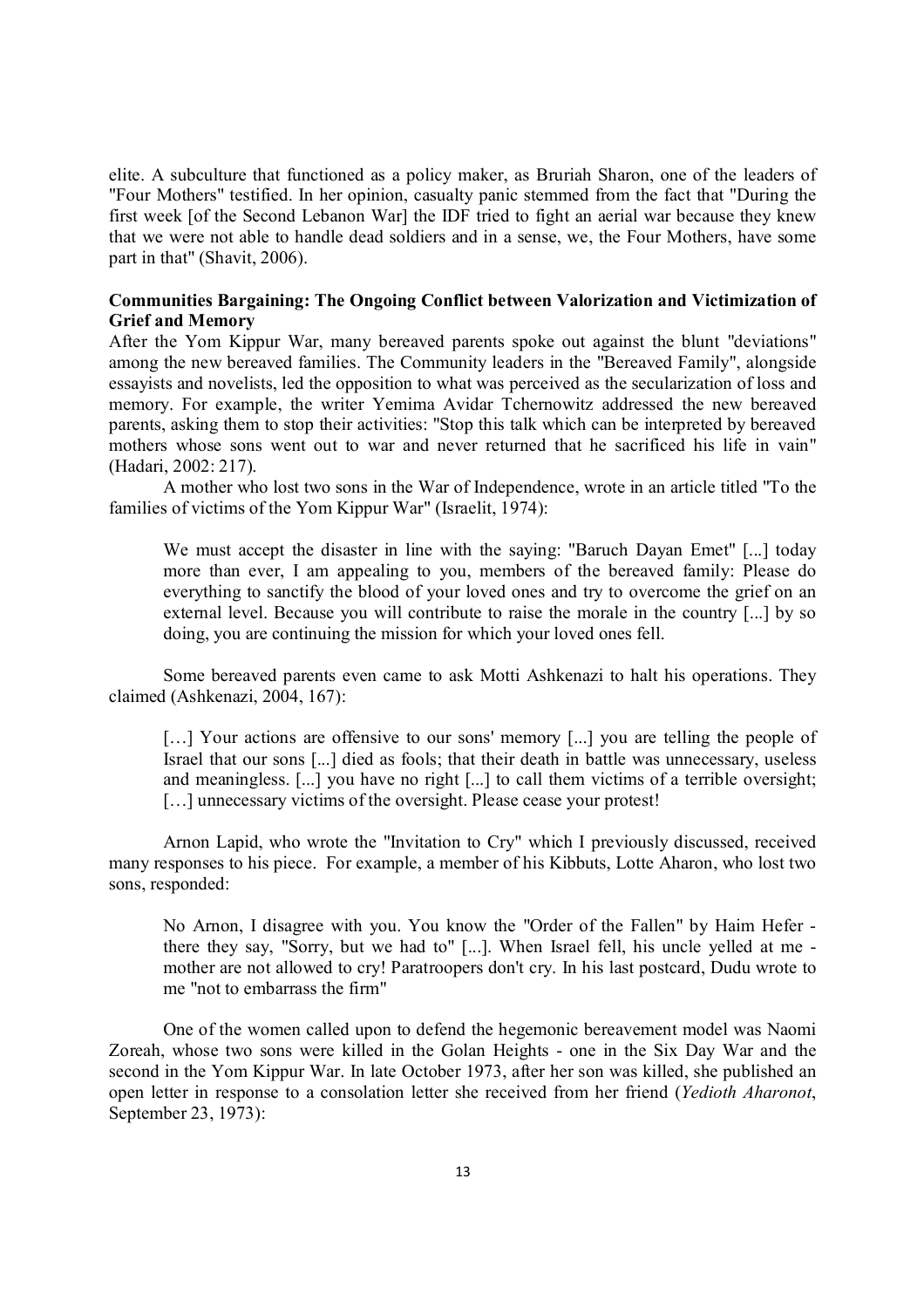elite. A subculture that functioned as a policy maker, as Bruriah Sharon, one of the leaders of "Four Mothers" testified. In her opinion, casualty panic stemmed from the fact that "During the first week [of the Second Lebanon War] the IDF tried to fight an aerial war because they knew that we were not able to handle dead soldiers and in a sense, we, the Four Mothers, have some part in that" (Shavit, 2006).

**Communities Bargaining: The Ongoing Conflict between Valorization and Victimization of Grief and Memory**

After the Yom Kippur War, many bereaved parents spoke out against the blunt "deviations" among the new bereaved families. The Community leaders in the "Bereaved Family", alongside essayists and novelists, led the opposition to what was perceived as the secularization of loss and memory. For example, the writer Yemima Avidar Tchernowitz addressed the new bereaved parents, asking them to stop their activities: "Stop this talk which can be interpreted by bereaved mothers whose sons went out to war and never returned that he sacrificed his life in vain" (Hadari, 2002: 217).

A mother who lost two sons in the War of Independence, wrote in an article titled "To the families of victims of the Yom Kippur War" (Israelit, 1974):

> We must accept the disaster in line with the saying: "Baruch Dayan Emet" [...] today more than ever, I am appealing to you, members of the bereaved family: Please do everything to sanctify the blood of your loved ones and try to overcome the grief on an external level. Because you will contribute to raise the morale in the country [...] by so doing, you are continuing the mission for which your loved ones fell.

Some bereaved parents even came to ask Motti Ashkenazi to halt his operations. They claimed (Ashkenazi, 2004, 167):

> […] Your actions are offensive to our sons' memory [...] you are telling the people of Israel that our sons [...] died as fools; that their death in battle was unnecessary, useless and meaningless. [...] you have no right [...] to call them victims of a terrible oversight; […] unnecessary victims of the oversight. Please cease your protest!

Arnon Lapid, who wrote the "Invitation to Cry" which I previously discussed, received many responses to his piece. For example, a member of his Kibbuts, Lotte Aharon, who lost two sons, responded:

> No Arnon, I disagree with you. You know the "Order of the Fallen" by Haim Hefer - there they say, "Sorry, but we had to" [...]. When Israel fell, his uncle yelled at me - mother are not allowed to cry! Paratroopers don't cry. In his last postcard, Dudu wrote to me "not to embarrass the firm"

One of the women called upon to defend the hegemonic bereavement model was Naomi Zoreah, whose two sons were killed in the Golan Heights - one in the Six Day War and the second in the Yom Kippur War. In late October 1973, after her son was killed, she published an open letter in response to a consolation letter she received from her friend (*Yedioth Aharonot*, September 23, 1973):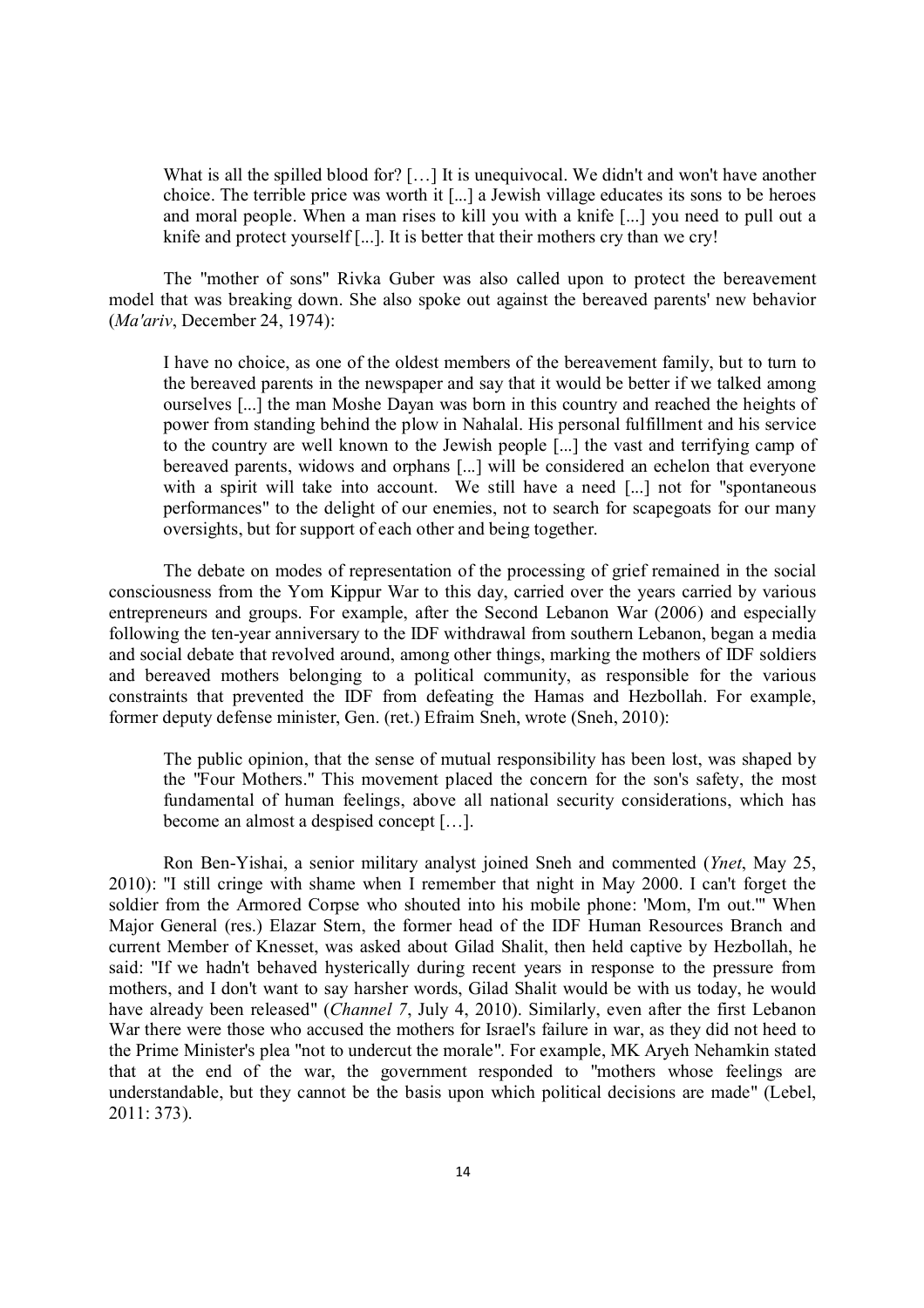> What is all the spilled blood for? […] It is unequivocal. We didn't and won't have another choice. The terrible price was worth it [...] a Jewish village educates its sons to be heroes and moral people. When a man rises to kill you with a knife [...] you need to pull out a knife and protect yourself [...]. It is better that their mothers cry than we cry!

The "mother of sons" Rivka Guber was also called upon to protect the bereavement model that was breaking down. She also spoke out against the bereaved parents' new behavior (*Ma'ariv*, December 24, 1974):

> I have no choice, as one of the oldest members of the bereavement family, but to turn to the bereaved parents in the newspaper and say that it would be better if we talked among ourselves [...] the man Moshe Dayan was born in this country and reached the heights of power from standing behind the plow in Nahalal. His personal fulfillment and his service to the country are well known to the Jewish people [...] the vast and terrifying camp of bereaved parents, widows and orphans [...] will be considered an echelon that everyone with a spirit will take into account. We still have a need [...] not for "spontaneous performances" to the delight of our enemies, not to search for scapegoats for our many oversights, but for support of each other and being together.

The debate on modes of representation of the processing of grief remained in the social consciousness from the Yom Kippur War to this day, carried over the years carried by various entrepreneurs and groups. For example, after the Second Lebanon War (2006) and especially following the ten-year anniversary to the IDF withdrawal from southern Lebanon, began a media and social debate that revolved around, among other things, marking the mothers of IDF soldiers and bereaved mothers belonging to a political community, as responsible for the various constraints that prevented the IDF from defeating the Hamas and Hezbollah. For example, former deputy defense minister, Gen. (ret.) Efraim Sneh, wrote (Sneh, 2010):

> The public opinion, that the sense of mutual responsibility has been lost, was shaped by the "Four Mothers." This movement placed the concern for the son's safety, the most fundamental of human feelings, above all national security considerations, which has become an almost a despised concept […].

Ron Ben-Yishai, a senior military analyst joined Sneh and commented (*Ynet*, May 25, 2010): "I still cringe with shame when I remember that night in May 2000. I can't forget the soldier from the Armored Corpse who shouted into his mobile phone: 'Mom, I'm out.'" When Major General (res.) Elazar Stern, the former head of the IDF Human Resources Branch and current Member of Knesset, was asked about Gilad Shalit, then held captive by Hezbollah, he said: "If we hadn't behaved hysterically during recent years in response to the pressure from mothers, and I don't want to say harsher words, Gilad Shalit would be with us today, he would have already been released" (*Channel 7*, July 4, 2010). Similarly, even after the first Lebanon War there were those who accused the mothers for Israel's failure in war, as they did not heed to the Prime Minister's plea "not to undercut the morale". For example, MK Aryeh Nehamkin stated that at the end of the war, the government responded to "mothers whose feelings are understandable, but they cannot be the basis upon which political decisions are made" (Lebel, 2011: 373).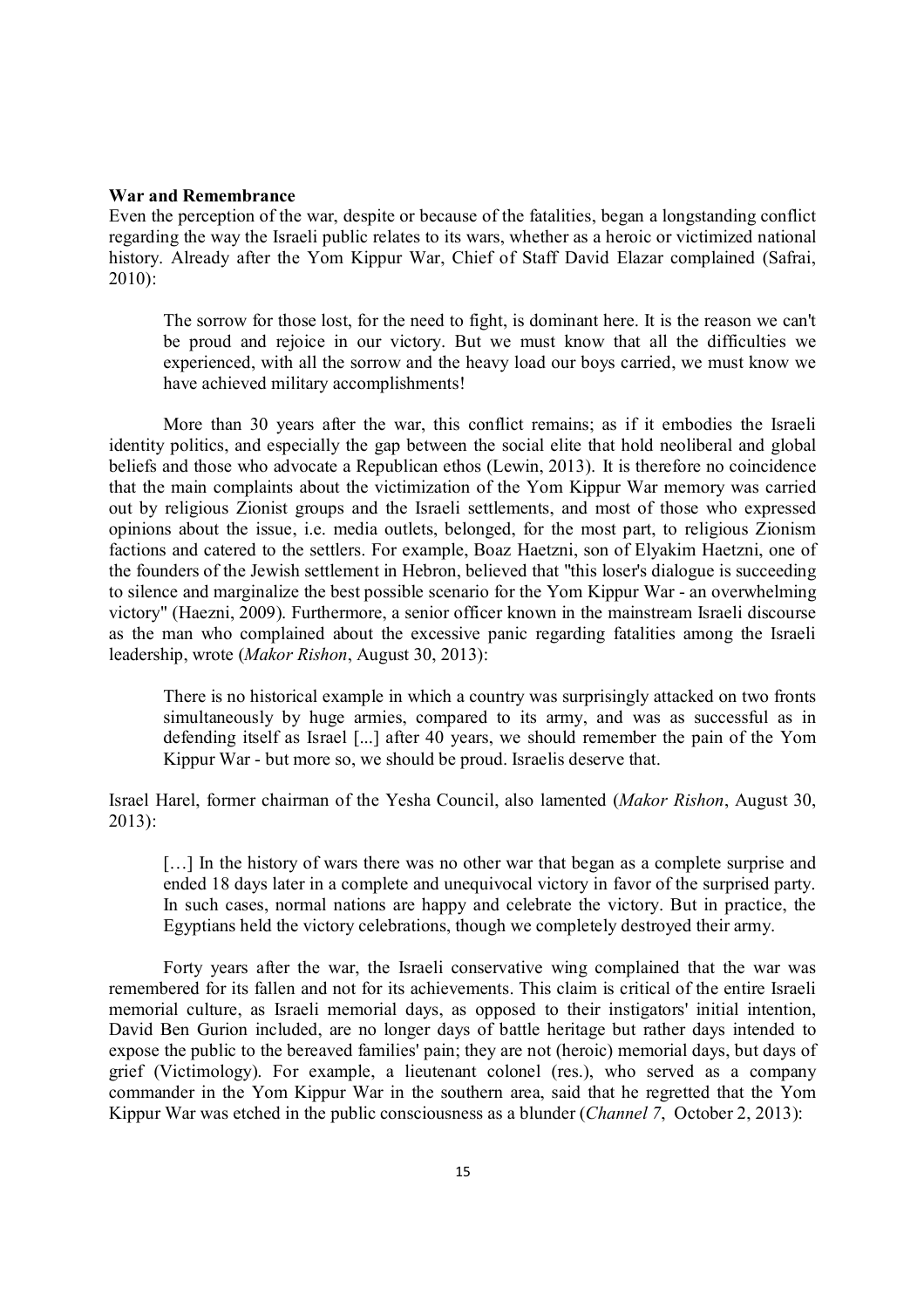**War and Remembrance**

Even the perception of the war, despite or because of the fatalities, began a longstanding conflict regarding the way the Israeli public relates to its wars, whether as a heroic or victimized national history. Already after the Yom Kippur War, Chief of Staff David Elazar complained (Safrai, 2010):

> The sorrow for those lost, for the need to fight, is dominant here. It is the reason we can't be proud and rejoice in our victory. But we must know that all the difficulties we experienced, with all the sorrow and the heavy load our boys carried, we must know we have achieved military accomplishments!

More than 30 years after the war, this conflict remains; as if it embodies the Israeli identity politics, and especially the gap between the social elite that hold neoliberal and global beliefs and those who advocate a Republican ethos (Lewin, 2013). It is therefore no coincidence that the main complaints about the victimization of the Yom Kippur War memory was carried out by religious Zionist groups and the Israeli settlements, and most of those who expressed opinions about the issue, i.e. media outlets, belonged, for the most part, to religious Zionism factions and catered to the settlers. For example, Boaz Haetzni, son of Elyakim Haetzni, one of the founders of the Jewish settlement in Hebron, believed that "this loser's dialogue is succeeding to silence and marginalize the best possible scenario for the Yom Kippur War - an overwhelming victory" (Haezni, 2009). Furthermore, a senior officer known in the mainstream Israeli discourse as the man who complained about the excessive panic regarding fatalities among the Israeli leadership, wrote (*Makor Rishon*, August 30, 2013):

> There is no historical example in which a country was surprisingly attacked on two fronts simultaneously by huge armies, compared to its army, and was as successful as in defending itself as Israel [...] after 40 years, we should remember the pain of the Yom Kippur War - but more so, we should be proud. Israelis deserve that.

Israel Harel, former chairman of the Yesha Council, also lamented (*Makor Rishon*, August 30, 2013):

> […] In the history of wars there was no other war that began as a complete surprise and ended 18 days later in a complete and unequivocal victory in favor of the surprised party. In such cases, normal nations are happy and celebrate the victory. But in practice, the Egyptians held the victory celebrations, though we completely destroyed their army.

Forty years after the war, the Israeli conservative wing complained that the war was remembered for its fallen and not for its achievements. This claim is critical of the entire Israeli memorial culture, as Israeli memorial days, as opposed to their instigators' initial intention, David Ben Gurion included, are no longer days of battle heritage but rather days intended to expose the public to the bereaved families' pain; they are not (heroic) memorial days, but days of grief (Victimology). For example, a lieutenant colonel (res.), who served as a company commander in the Yom Kippur War in the southern area, said that he regretted that the Yom Kippur War was etched in the public consciousness as a blunder (*Channel 7*, October 2, 2013):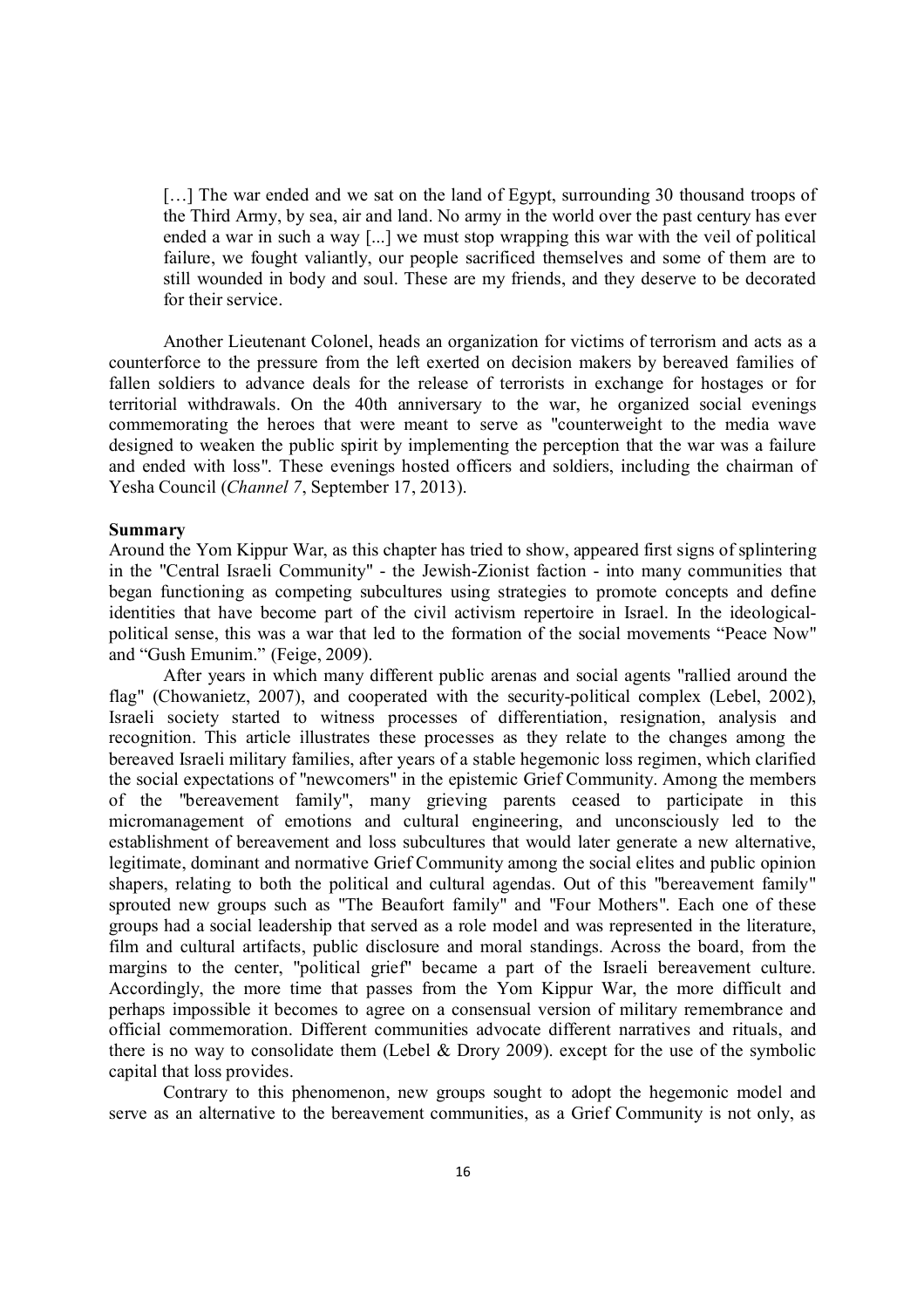> […] The war ended and we sat on the land of Egypt, surrounding 30 thousand troops of the Third Army, by sea, air and land. No army in the world over the past century has ever ended a war in such a way [...] we must stop wrapping this war with the veil of political failure, we fought valiantly, our people sacrificed themselves and some of them are to still wounded in body and soul. These are my friends, and they deserve to be decorated for their service.

Another Lieutenant Colonel, heads an organization for victims of terrorism and acts as a counterforce to the pressure from the left exerted on decision makers by bereaved families of fallen soldiers to advance deals for the release of terrorists in exchange for hostages or for territorial withdrawals. On the 40th anniversary to the war, he organized social evenings commemorating the heroes that were meant to serve as "counterweight to the media wave designed to weaken the public spirit by implementing the perception that the war was a failure and ended with loss". These evenings hosted officers and soldiers, including the chairman of Yesha Council (*Channel 7*, September 17, 2013).

**Summary**

Around the Yom Kippur War, as this chapter has tried to show, appeared first signs of splintering in the "Central Israeli Community" - the Jewish-Zionist faction - into many communities that began functioning as competing subcultures using strategies to promote concepts and define identities that have become part of the civil activism repertoire in Israel. In the ideological-political sense, this was a war that led to the formation of the social movements "Peace Now" and "Gush Emunim." (Feige, 2009).

After years in which many different public arenas and social agents "rallied around the flag" (Chowanietz, 2007), and cooperated with the security-political complex (Lebel, 2002), Israeli society started to witness processes of differentiation, resignation, analysis and recognition. This article illustrates these processes as they relate to the changes among the bereaved Israeli military families, after years of a stable hegemonic loss regimen, which clarified the social expectations of "newcomers" in the epistemic Grief Community. Among the members of the "bereavement family", many grieving parents ceased to participate in this micromanagement of emotions and cultural engineering, and unconsciously led to the establishment of bereavement and loss subcultures that would later generate a new alternative, legitimate, dominant and normative Grief Community among the social elites and public opinion shapers, relating to both the political and cultural agendas. Out of this "bereavement family" sprouted new groups such as "The Beaufort family" and "Four Mothers". Each one of these groups had a social leadership that served as a role model and was represented in the literature, film and cultural artifacts, public disclosure and moral standings. Across the board, from the margins to the center, "political grief" became a part of the Israeli bereavement culture. Accordingly, the more time that passes from the Yom Kippur War, the more difficult and perhaps impossible it becomes to agree on a consensual version of military remembrance and official commemoration. Different communities advocate different narratives and rituals, and there is no way to consolidate them (Lebel & Drory 2009). except for the use of the symbolic capital that loss provides.

Contrary to this phenomenon, new groups sought to adopt the hegemonic model and serve as an alternative to the bereavement communities, as a Grief Community is not only, as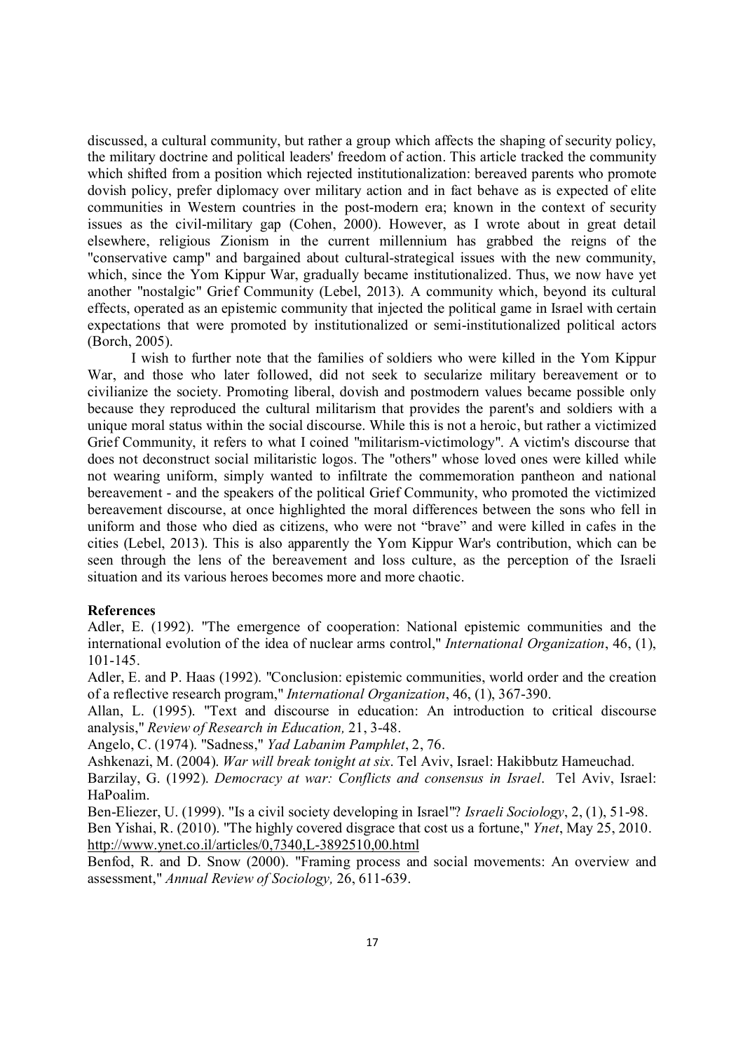discussed, a cultural community, but rather a group which affects the shaping of security policy, the military doctrine and political leaders' freedom of action. This article tracked the community which shifted from a position which rejected institutionalization: bereaved parents who promote dovish policy, prefer diplomacy over military action and in fact behave as is expected of elite communities in Western countries in the post-modern era; known in the context of security issues as the civil-military gap (Cohen, 2000). However, as I wrote about in great detail elsewhere, religious Zionism in the current millennium has grabbed the reigns of the "conservative camp" and bargained about cultural-strategical issues with the new community, which, since the Yom Kippur War, gradually became institutionalized. Thus, we now have yet another "nostalgic" Grief Community (Lebel, 2013). A community which, beyond its cultural effects, operated as an epistemic community that injected the political game in Israel with certain expectations that were promoted by institutionalized or semi-institutionalized political actors (Borch, 2005).

I wish to further note that the families of soldiers who were killed in the Yom Kippur War, and those who later followed, did not seek to secularize military bereavement or to civilianize the society. Promoting liberal, dovish and postmodern values became possible only because they reproduced the cultural militarism that provides the parent's and soldiers with a unique moral status within the social discourse. While this is not a heroic, but rather a victimized Grief Community, it refers to what I coined "militarism-victimology". A victim's discourse that does not deconstruct social militaristic logos. The "others" whose loved ones were killed while not wearing uniform, simply wanted to infiltrate the commemoration pantheon and national bereavement - and the speakers of the political Grief Community, who promoted the victimized bereavement discourse, at once highlighted the moral differences between the sons who fell in uniform and those who died as citizens, who were not "brave" and were killed in cafes in the cities (Lebel, 2013). This is also apparently the Yom Kippur War's contribution, which can be seen through the lens of the bereavement and loss culture, as the perception of the Israeli situation and its various heroes becomes more and more chaotic.

**References**

Adler, E. (1992). "The emergence of cooperation: National epistemic communities and the international evolution of the idea of nuclear arms control," *International Organization*, 46, (1), 101-145.

Adler, E. and P. Haas (1992). "Conclusion: epistemic communities, world order and the creation of a reflective research program," *International Organization*, 46, (1), 367-390.

Allan, L. (1995). "Text and discourse in education: An introduction to critical discourse analysis," *Review of Research in Education,* 21, 3-48.

Angelo, C. (1974). "Sadness," *Yad Labanim Pamphlet*, 2, 76.

Ashkenazi, M. (2004). *War will break tonight at six*. Tel Aviv, Israel: Hakibbutz Hameuchad.

Barzilay, G. (1992). *Democracy at war: Conflicts and consensus in Israel*. Tel Aviv, Israel: HaPoalim.

Ben-Eliezer, U. (1999). "Is a civil society developing in Israel"? *Israeli Sociology*, 2, (1), 51-98.

Ben Yishai, R. (2010). "The highly covered disgrace that cost us a fortune," *Ynet*, May 25, 2010. http://www.ynet.co.il/articles/0,7340,L-3892510,00.html

Benfod, R. and D. Snow (2000). "Framing process and social movements: An overview and assessment," *Annual Review of Sociology,* 26, 611-639.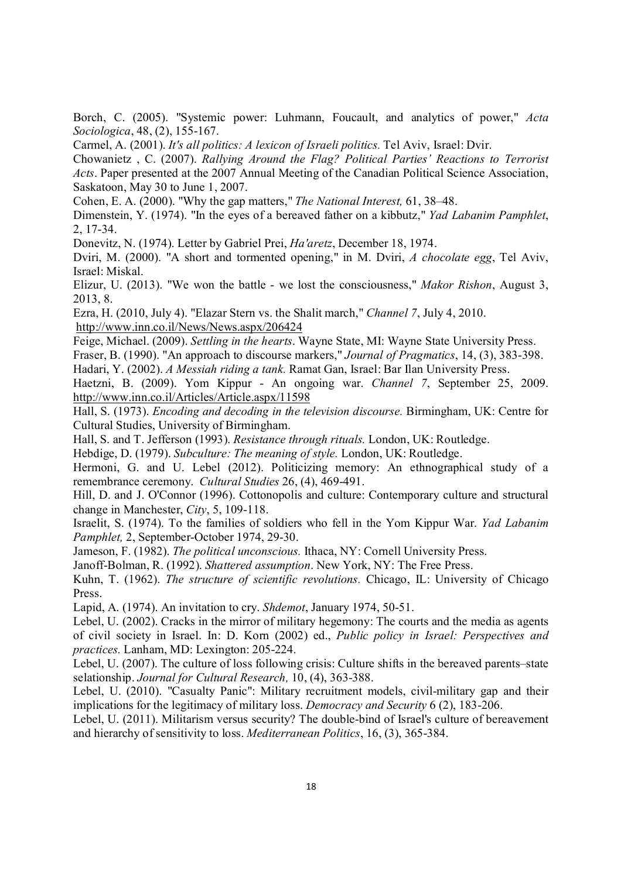Borch, C. (2005). "Systemic power: Luhmann, Foucault, and analytics of power," *Acta Sociologica*, 48, (2), 155-167.

Carmel, A. (2001). *It's all politics: A lexicon of Israeli politics.* Tel Aviv, Israel: Dvir.

Chowanietz , C. (2007). *Rallying Around the Flag? Political Parties' Reactions to Terrorist Acts*. Paper presented at the 2007 Annual Meeting of the Canadian Political Science Association, Saskatoon, May 30 to June 1, 2007.

Cohen, E. A. (2000). "Why the gap matters," *The National Interest,* 61, 38–48.

Dimenstein, Y. (1974). "In the eyes of a bereaved father on a kibbutz," *Yad Labanim Pamphlet*, 2, 17-34.

Donevitz, N. (1974). Letter by Gabriel Prei, *Ha'aretz*, December 18, 1974.

Dviri, M. (2000). "A short and tormented opening," in M. Dviri, *A chocolate egg*, Tel Aviv, Israel: Miskal.

Elizur, U. (2013). "We won the battle - we lost the consciousness," *Makor Rishon*, August 3, 2013, 8.

Ezra, H. (2010, July 4). "Elazar Stern vs. the Shalit march," *Channel 7*, July 4, 2010. http://www.inn.co.il/News/News.aspx/206424

Feige, Michael. (2009). *Settling in the hearts*. Wayne State, MI: Wayne State University Press.

Fraser, B. (1990). "An approach to discourse markers," *Journal of Pragmatics*, 14, (3), 383-398.

Hadari, Y. (2002). *A Messiah riding a tank.* Ramat Gan, Israel: Bar Ilan University Press.

Haetzni, B. (2009). Yom Kippur - An ongoing war. *Channel 7*, September 25, 2009. http://www.inn.co.il/Articles/Article.aspx/11598

Hall, S. (1973). *Encoding and decoding in the television discourse.* Birmingham, UK: Centre for Cultural Studies, University of Birmingham.

Hall, S. and T. Jefferson (1993). *Resistance through rituals.* London, UK: Routledge.

Hebdige, D. (1979). *Subculture: The meaning of style.* London, UK: Routledge.

Hermoni, G. and U. Lebel (2012). Politicizing memory: An ethnographical study of a remembrance ceremony. *Cultural Studies* 26, (4), 469-491.

Hill, D. and J. O'Connor (1996). Cottonopolis and culture: Contemporary culture and structural change in Manchester, *City*, 5, 109-118.

Israelit, S. (1974). To the families of soldiers who fell in the Yom Kippur War. *Yad Labanim Pamphlet,* 2, September-October 1974, 29-30.

Jameson, F. (1982). *The political unconscious.* Ithaca, NY: Cornell University Press.

Janoff-Bolman, R. (1992). *Shattered assumption*. New York, NY: The Free Press.

Kuhn, T. (1962). *The structure of scientific revolutions.* Chicago, IL: University of Chicago Press.

Lapid, A. (1974). An invitation to cry. *Shdemot*, January 1974, 50-51.

Lebel, U. (2002). Cracks in the mirror of military hegemony: The courts and the media as agents of civil society in Israel. In: D. Korn (2002) ed., *Public policy in Israel: Perspectives and practices.* Lanham, MD: Lexington: 205-224.

Lebel, U. (2007). The culture of loss following crisis: Culture shifts in the bereaved parents–state selationship. *Journal for Cultural Research,* 10, (4), 363-388.

Lebel, U. (2010). "Casualty Panic": Military recruitment models, civil-military gap and their implications for the legitimacy of military loss. *Democracy and Security* 6 (2), 183-206.

Lebel, U. (2011). Militarism versus security? The double-bind of Israel's culture of bereavement and hierarchy of sensitivity to loss. *Mediterranean Politics*, 16, (3), 365-384.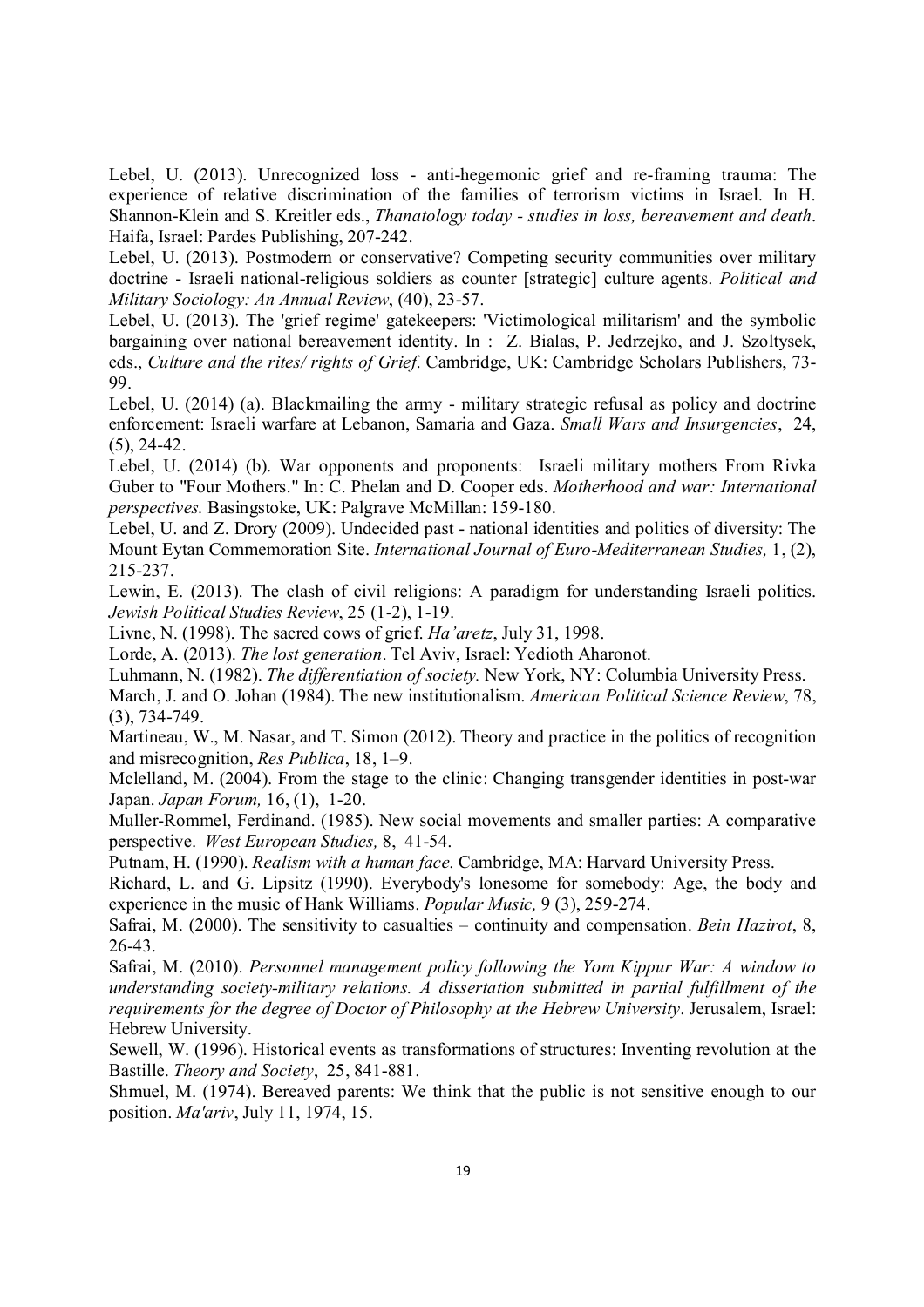Lebel, U. (2013). Unrecognized loss - anti-hegemonic grief and re-framing trauma: The experience of relative discrimination of the families of terrorism victims in Israel. In H. Shannon-Klein and S. Kreitler eds., *Thanatology today - studies in loss, bereavement and death*. Haifa, Israel: Pardes Publishing, 207-242.

Lebel, U. (2013). Postmodern or conservative? Competing security communities over military doctrine - Israeli national-religious soldiers as counter [strategic] culture agents. *Political and Military Sociology: An Annual Review*, (40), 23-57.

Lebel, U. (2013). The 'grief regime' gatekeepers: 'Victimological militarism' and the symbolic bargaining over national bereavement identity. In : Z. Bialas, P. Jedrzejko, and J. Szoltysek, eds., *Culture and the rites/ rights of Grief*. Cambridge, UK: Cambridge Scholars Publishers, 73-99.

Lebel, U. (2014) (a). Blackmailing the army - military strategic refusal as policy and doctrine enforcement: Israeli warfare at Lebanon, Samaria and Gaza. *Small Wars and Insurgencies*, 24, (5), 24-42.

Lebel, U. (2014) (b). War opponents and proponents: Israeli military mothers From Rivka Guber to "Four Mothers." In: C. Phelan and D. Cooper eds. *Motherhood and war: International perspectives.* Basingstoke, UK: Palgrave McMillan: 159-180.

Lebel, U. and Z. Drory (2009). Undecided past - national identities and politics of diversity: The Mount Eytan Commemoration Site. *International Journal of Euro-Mediterranean Studies,* 1, (2), 215-237.

Lewin, E. (2013). The clash of civil religions: A paradigm for understanding Israeli politics. *Jewish Political Studies Review*, 25 (1-2), 1-19.

Livne, N. (1998). The sacred cows of grief. *Ha'aretz*, July 31, 1998.

Lorde, A. (2013). *The lost generation*. Tel Aviv, Israel: Yedioth Aharonot.

Luhmann, N. (1982). *The differentiation of society.* New York, NY: Columbia University Press.

March, J. and O. Johan (1984). The new institutionalism. *American Political Science Review*, 78, (3), 734-749.

Martineau, W., M. Nasar, and T. Simon (2012). Theory and practice in the politics of recognition and misrecognition, *Res Publica*, 18, 1–9.

Mclelland, M. (2004). From the stage to the clinic: Changing transgender identities in post-war Japan. *Japan Forum,* 16, (1), 1-20.

Muller-Rommel, Ferdinand. (1985). New social movements and smaller parties: A comparative perspective. *West European Studies,* 8, 41-54.

Putnam, H. (1990). *Realism with a human face.* Cambridge, MA: Harvard University Press.

Richard, L. and G. Lipsitz (1990). Everybody's lonesome for somebody: Age, the body and experience in the music of Hank Williams. *Popular Music,* 9 (3), 259-274.

Safrai, M. (2000). The sensitivity to casualties – continuity and compensation. *Bein Hazirot*, 8, 26-43.

Safrai, M. (2010). *Personnel management policy following the Yom Kippur War: A window to understanding society-military relations. A dissertation submitted in partial fulfillment of the requirements for the degree of Doctor of Philosophy at the Hebrew University*. Jerusalem, Israel: Hebrew University.

Sewell, W. (1996). Historical events as transformations of structures: Inventing revolution at the Bastille. *Theory and Society*, 25, 841-881.

Shmuel, M. (1974). Bereaved parents: We think that the public is not sensitive enough to our position. *Ma'ariv*, July 11, 1974, 15.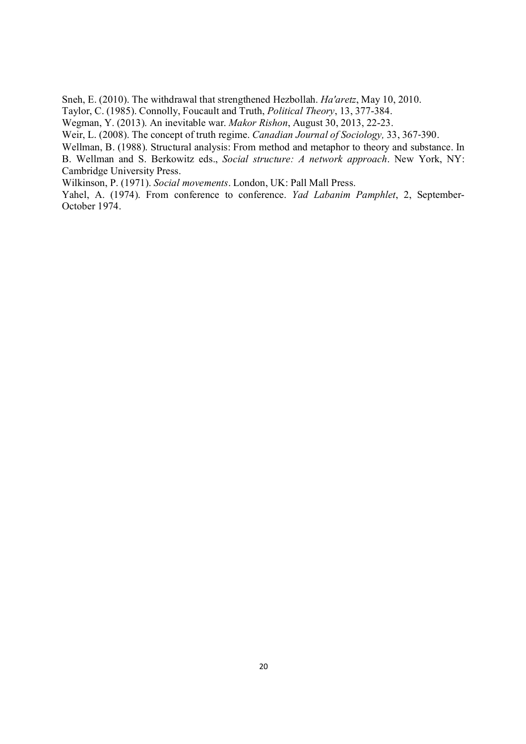Sneh, E. (2010). The withdrawal that strengthened Hezbollah. *Ha'aretz*, May 10, 2010.

Taylor, C. (1985). Connolly, Foucault and Truth, *Political Theory*, 13, 377-384.

Wegman, Y. (2013). An inevitable war. *Makor Rishon*, August 30, 2013, 22-23.

Weir, L. (2008). The concept of truth regime. *Canadian Journal of Sociology,* 33, 367-390.

Wellman, B. (1988). Structural analysis: From method and metaphor to theory and substance. In B. Wellman and S. Berkowitz eds., *Social structure: A network approach*. New York, NY: Cambridge University Press.

Wilkinson, P. (1971). *Social movements*. London, UK: Pall Mall Press.

Yahel, A. (1974). From conference to conference. *Yad Labanim Pamphlet*, 2, September-October 1974.